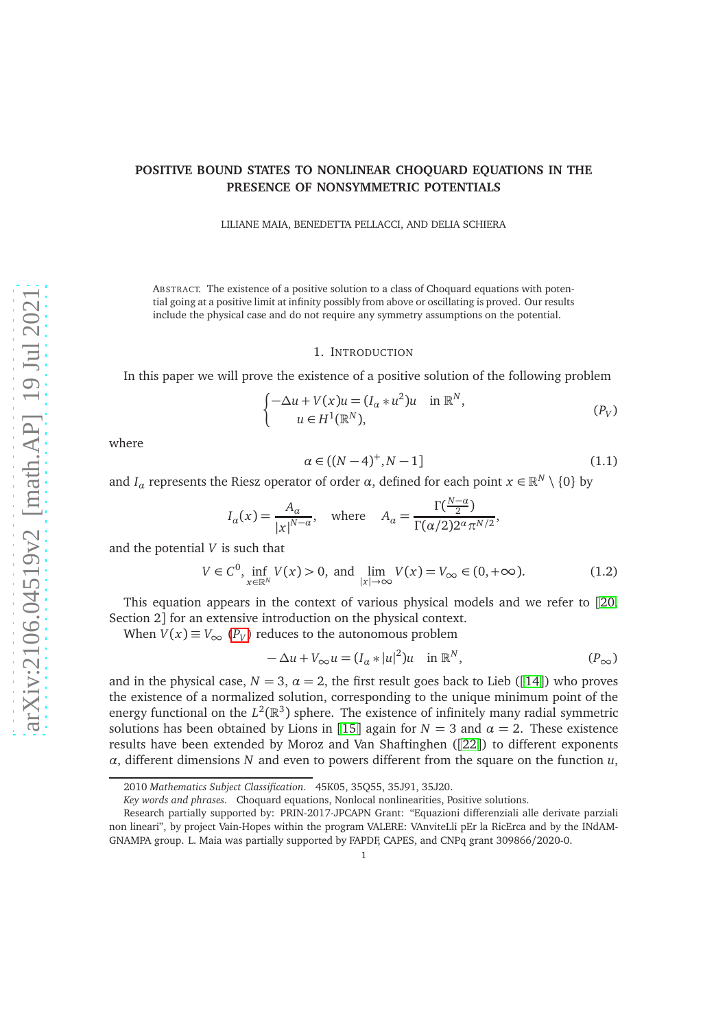# POSITIVE BOUND STATES TO NONLINEAR CHOQUARD EQUATIONS IN THE PRESENCE OF NONSYMMETRIC POTENTIALS

LILIANE MAIA, BENEDETTA PELLACCI, AND DELIA SCHIERA

ABSTRACT. The existence of a positive solution to a class of Choquard equations with potential going at a positive limit at infinity possibly from above or oscillating is proved. Our results include the physical case and do not require any symmetry assumptions on the potential.

## 1. INTRODUCTION

In this paper we will prove the existence of a positive solution of the following problem

$$\begin{cases} -\Delta u + V(x)u = (I_\alpha * u^2)u & \text{in } \mathbb{R}^N, \\ \quad u \in H^1(\mathbb{R}^N), \end{cases} \tag{$P_V$}$$

where

$$\alpha \in ((N-4)^+, N-1] \tag{1.1}$$

and $I_\alpha$ represents the Riesz operator of order $\alpha$, defined for each point $x \in \mathbb{R}^N \setminus \{0\}$ by

$$I_\alpha(x) = \frac{A_\alpha}{|x|^{N-\alpha}}, \quad \text{where} \quad A_\alpha = \frac{\Gamma(\frac{N-\alpha}{2})}{\Gamma(\alpha/2)2^\alpha \pi^{N/2}},$$

and the potential $V$ is such that

$$V \in C^0, \ \inf_{x\in\mathbb{R}^N} V(x) > 0, \text{ and } \lim_{|x|\to\infty} V(x) = V_\infty \in (0,+\infty). \tag{1.2}$$

This equation appears in the context of various physical models and we refer to [[20], Section 2] for an extensive introduction on the physical context.

When $V(x) \equiv V_\infty$ ($P_V$) reduces to the autonomous problem

$$-\Delta u + V_\infty u = (I_\alpha * |u|^2)u \quad \text{in } \mathbb{R}^N, \tag{$P_\infty$}$$

and in the physical case, $N = 3$, $\alpha = 2$, the first result goes back to Lieb ([[14]]) who proves the existence of a normalized solution, corresponding to the unique minimum point of the energy functional on the $L^2(\mathbb{R}^3)$ sphere. The existence of infinitely many radial symmetric solutions has been obtained by Lions in [[15]] again for $N = 3$ and $\alpha = 2$. These existence results have been extended by Moroz and Van Shaftinghen ([[22]]) to different exponents $\alpha$, different dimensions $N$ and even to powers different from the square on the function $u$,

---

2010 *Mathematics Subject Classification.* 45K05, 35Q55, 35J91, 35J20.

*Key words and phrases.* Choquard equations, Nonlocal nonlinearities, Positive solutions.

Research partially supported by: PRIN-2017-JPCAPN Grant: "Equazioni differenziali alle derivate parziali non lineari", by project Vain-Hopes within the program VALERE: VAnviteLli pEr la RicErca and by the INdAM-GNAMPA group. L. Maia was partially supported by FAPDF, CAPES, and CNPq grant 309866/2020-0.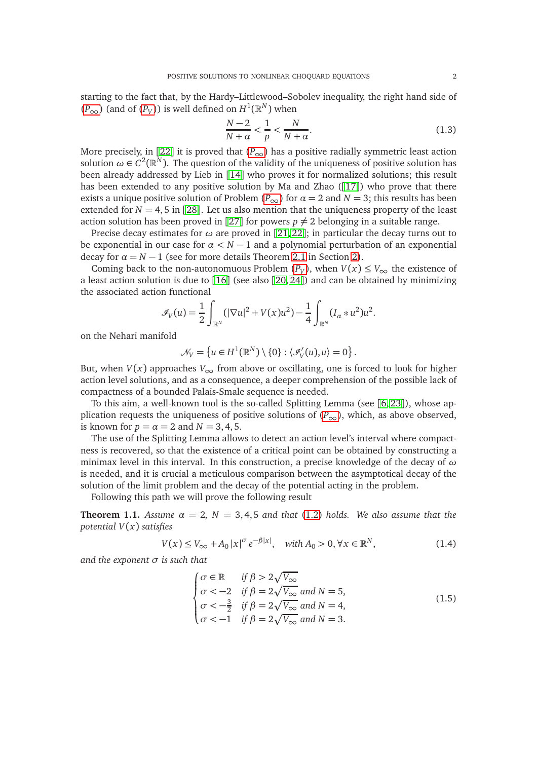starting to the fact that, by the Hardy–Littlewood–Sobolev inequality, the right hand side of ($P_\infty$) (and of ($P_V$)) is well defined on $H^1(\mathbb{R}^N)$ when

$$\frac{N-2}{N+\alpha} < \frac{1}{p} < \frac{N}{N+\alpha}. \tag{1.3}$$

More precisely, in [22] it is proved that ($P_\infty$) has a positive radially symmetric least action solution $\omega \in C^2(\mathbb{R}^N)$. The question of the validity of the uniqueness of positive solution has been already addressed by Lieb in [14] who proves it for normalized solutions; this result has been extended to any positive solution by Ma and Zhao ([17]) who prove that there exists a unique positive solution of Problem ($P_\infty$) for $\alpha = 2$ and $N = 3$; this results has been extended for $N = 4, 5$ in [28]. Let us also mention that the uniqueness property of the least action solution has been proved in [27] for powers $p \neq 2$ belonging in a suitable range.

Precise decay estimates for $\omega$ are proved in [21, 22]; in particular the decay turns out to be exponential in our case for $\alpha < N-1$ and a polynomial perturbation of an exponential decay for $\alpha = N-1$ (see for more details Theorem 2.1 in Section 2).

Coming back to the non-autonomuous Problem ($P_V$), when $V(x) \leq V_\infty$ the existence of a least action solution is due to [16] (see also [20, 24]) and can be obtained by minimizing the associated action functional

$$\mathscr{I}_V(u) = \frac{1}{2}\int_{\mathbb{R}^N} (|\nabla u|^2 + V(x)u^2) - \frac{1}{4}\int_{\mathbb{R}^N} (I_\alpha * u^2)u^2.$$

on the Nehari manifold

$$\mathscr{N}_V = \left\{u \in H^1(\mathbb{R}^N) \setminus \{0\} : \langle \mathscr{I}_V'(u), u\rangle = 0\right\}.$$

But, when $V(x)$ approaches $V_\infty$ from above or oscillating, one is forced to look for higher action level solutions, and as a consequence, a deeper comprehension of the possible lack of compactness of a bounded Palais-Smale sequence is needed.

To this aim, a well-known tool is the so-called Splitting Lemma (see [6, 23]), whose application requests the uniqueness of positive solutions of ($P_\infty$), which, as above observed, is known for $p = \alpha = 2$ and $N = 3, 4, 5$.

The use of the Splitting Lemma allows to detect an action level's interval where compactness is recovered, so that the existence of a critical point can be obtained by constructing a minimax level in this interval. In this construction, a precise knowledge of the decay of $\omega$ is needed, and it is crucial a meticulous comparison between the asymptotical decay of the solution of the limit problem and the decay of the potential acting in the problem.

Following this path we will prove the following result

**Theorem 1.1.** *Assume $\alpha = 2$, $N = 3, 4, 5$ and that (1.2) holds. We also assume that the potential $V(x)$ satisfies*

$$V(x) \leq V_\infty + A_0 |x|^\sigma e^{-\beta|x|}, \quad \text{with } A_0 > 0, \forall x \in \mathbb{R}^N, \tag{1.4}$$

*and the exponent $\sigma$ is such that*

$$\begin{cases} \sigma \in \mathbb{R} & \text{if } \beta > 2\sqrt{V_\infty} \\ \sigma < -2 & \text{if } \beta = 2\sqrt{V_\infty} \text{ and } N = 5, \\ \sigma < -\frac{3}{2} & \text{if } \beta = 2\sqrt{V_\infty} \text{ and } N = 4, \\ \sigma < -1 & \text{if } \beta = 2\sqrt{V_\infty} \text{ and } N = 3. \end{cases} \tag{1.5}$$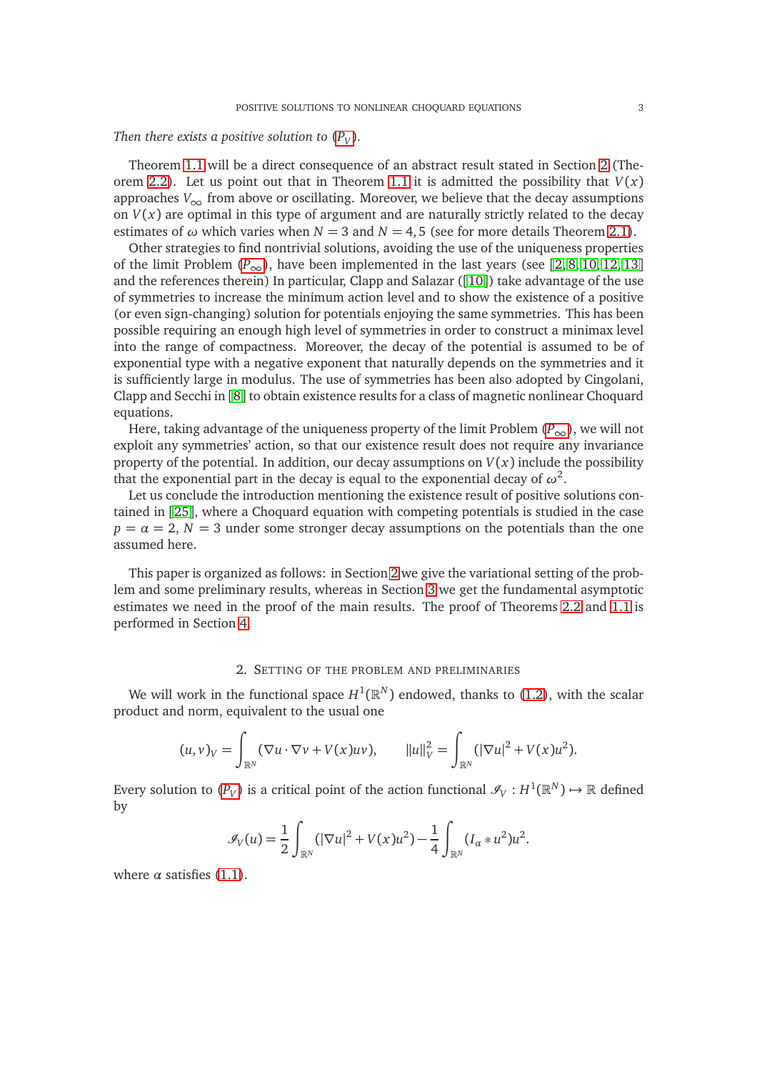*Then there exists a positive solution to ($P_V$).*

Theorem 1.1 will be a direct consequence of an abstract result stated in Section 2 (Theorem 2.2). Let us point out that in Theorem 1.1 it is admitted the possibility that $V(x)$ approaches $V_\infty$ from above or oscillating. Moreover, we believe that the decay assumptions on $V(x)$ are optimal in this type of argument and are naturally strictly related to the decay estimates of $\omega$ which varies when $N=3$ and $N=4,5$ (see for more details Theorem 2.1).

Other strategies to find nontrivial solutions, avoiding the use of the uniqueness properties of the limit Problem ($P_\infty$), have been implemented in the last years (see [2, 8, 10, 12, 13] and the references therein) In particular, Clapp and Salazar ([10]) take advantage of the use of symmetries to increase the minimum action level and to show the existence of a positive (or even sign-changing) solution for potentials enjoying the same symmetries. This has been possible requiring an enough high level of symmetries in order to construct a minimax level into the range of compactness. Moreover, the decay of the potential is assumed to be of exponential type with a negative exponent that naturally depends on the symmetries and it is sufficiently large in modulus. The use of symmetries has been also adopted by Cingolani, Clapp and Secchi in [8] to obtain existence results for a class of magnetic nonlinear Choquard equations.

Here, taking advantage of the uniqueness property of the limit Problem ($P_\infty$), we will not exploit any symmetries' action, so that our existence result does not require any invariance property of the potential. In addition, our decay assumptions on $V(x)$ include the possibility that the exponential part in the decay is equal to the exponential decay of $\omega^2$.

Let us conclude the introduction mentioning the existence result of positive solutions contained in [25], where a Choquard equation with competing potentials is studied in the case $p=\alpha=2$, $N=3$ under some stronger decay assumptions on the potentials than the one assumed here.

This paper is organized as follows: in Section 2 we give the variational setting of the problem and some preliminary results, whereas in Section 3 we get the fundamental asymptotic estimates we need in the proof of the main results. The proof of Theorems 2.2 and 1.1 is performed in Section 4.

## 2. Setting of the problem and preliminaries

We will work in the functional space $H^1(\mathbb{R}^N)$ endowed, thanks to (1.2), with the scalar product and norm, equivalent to the usual one

$$(u,v)_V=\int_{\mathbb{R}^N}(\nabla u\cdot\nabla v+V(x)uv),\qquad \|u\|_V^2=\int_{\mathbb{R}^N}(|\nabla u|^2+V(x)u^2).$$

Every solution to ($P_V$) is a critical point of the action functional $\mathscr{I}_V: H^1(\mathbb{R}^N)\mapsto\mathbb{R}$ defined by

$$\mathscr{I}_V(u)=\frac{1}{2}\int_{\mathbb{R}^N}(|\nabla u|^2+V(x)u^2)-\frac{1}{4}\int_{\mathbb{R}^N}(I_\alpha*u^2)u^2.$$

where $\alpha$ satisfies (1.1).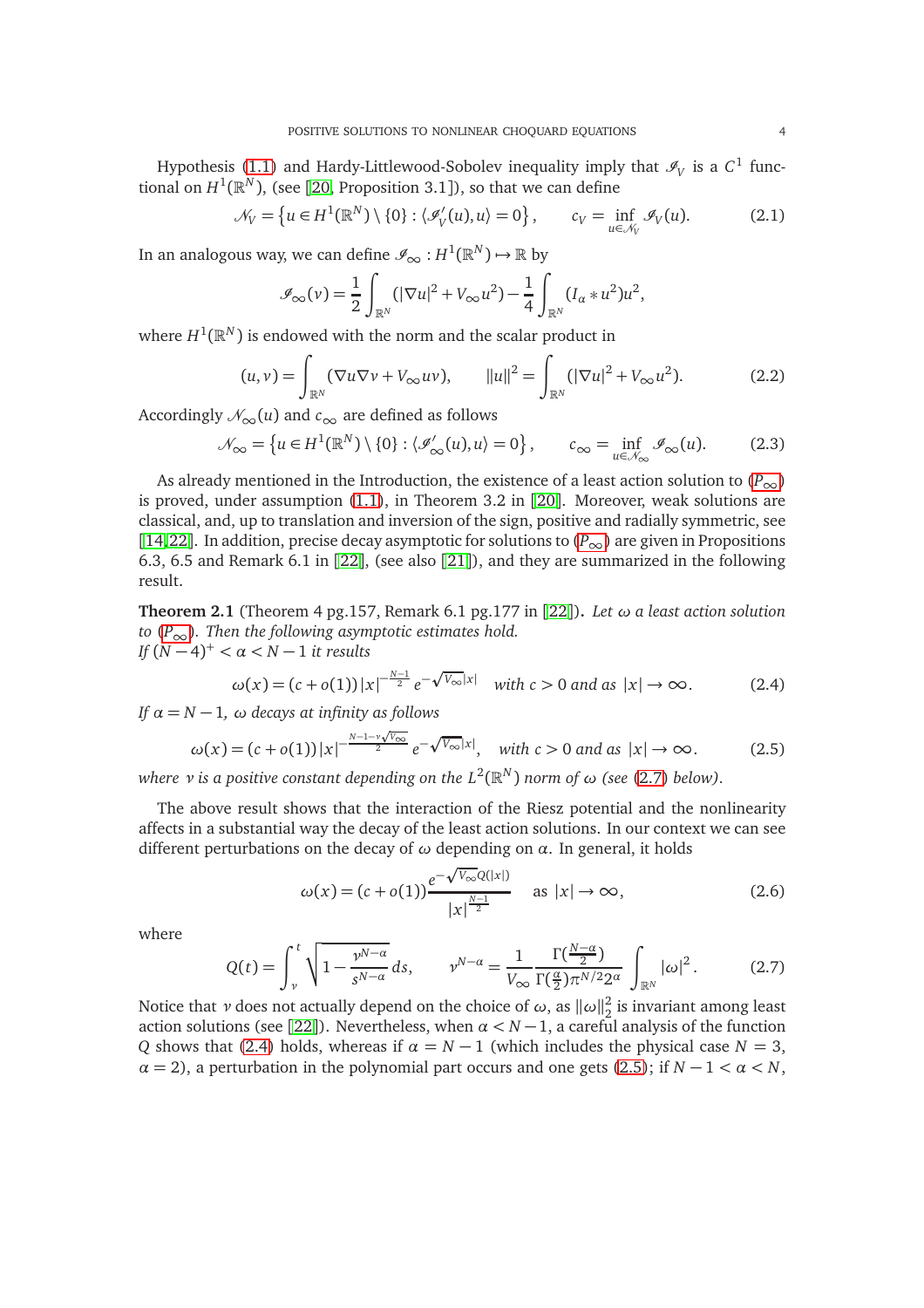Hypothesis (1.1) and Hardy-Littlewood-Sobolev inequality imply that $\mathscr{I}_V$ is a $C^1$ functional on $H^1(\mathbb{R}^N)$, (see [20, Proposition 3.1]), so that we can define

$$\mathscr{N}_V = \left\{u \in H^1(\mathbb{R}^N) \setminus \{0\} : \langle \mathscr{I}_V'(u), u\rangle = 0\right\}, \qquad c_V = \inf_{u\in\mathscr{N}_V} \mathscr{I}_V(u). \tag{2.1}$$

In an analogous way, we can define $\mathscr{I}_\infty : H^1(\mathbb{R}^N) \mapsto \mathbb{R}$ by

$$\mathscr{I}_\infty(v) = \frac{1}{2}\int_{\mathbb{R}^N} (|\nabla u|^2 + V_\infty u^2) - \frac{1}{4}\int_{\mathbb{R}^N} (I_\alpha * u^2)u^2,$$

where $H^1(\mathbb{R}^N)$ is endowed with the norm and the scalar product in

$$(u, v) = \int_{\mathbb{R}^N} (\nabla u \nabla v + V_\infty uv), \qquad \|u\|^2 = \int_{\mathbb{R}^N} (|\nabla u|^2 + V_\infty u^2). \tag{2.2}$$

Accordingly $\mathscr{N}_\infty(u)$ and $c_\infty$ are defined as follows

$$\mathscr{N}_\infty = \left\{u \in H^1(\mathbb{R}^N) \setminus \{0\} : \langle \mathscr{I}_\infty'(u), u\rangle = 0\right\}, \qquad c_\infty = \inf_{u\in\mathscr{N}_\infty} \mathscr{I}_\infty(u). \tag{2.3}$$

As already mentioned in the Introduction, the existence of a least action solution to ($P_\infty$) is proved, under assumption (1.1), in Theorem 3.2 in [20]. Moreover, weak solutions are classical, and, up to translation and inversion of the sign, positive and radially symmetric, see [14,22]. In addition, precise decay asymptotic for solutions to ($P_\infty$) are given in Propositions 6.3, 6.5 and Remark 6.1 in [22], (see also [21]), and they are summarized in the following result.

**Theorem 2.1** (Theorem 4 pg.157, Remark 6.1 pg.177 in [22]). *Let $\omega$ a least action solution to ($P_\infty$). Then the following asymptotic estimates hold.*
*If $(N-4)^+ < \alpha < N-1$ it results*

$$\omega(x) = (c + o(1))\,|x|^{-\frac{N-1}{2}}\, e^{-\sqrt{V_\infty}|x|} \quad \textit{with } c > 0 \textit{ and as } |x| \to \infty. \tag{2.4}$$

*If $\alpha = N-1$, $\omega$ decays at infinity as follows*

$$\omega(x) = (c + o(1))\,|x|^{-\frac{N-1-\nu\sqrt{V_\infty}}{2}}\, e^{-\sqrt{V_\infty}|x|}, \quad \textit{with } c > 0 \textit{ and as } |x| \to \infty. \tag{2.5}$$

*where $\nu$ is a positive constant depending on the $L^2(\mathbb{R}^N)$ norm of $\omega$ (see (2.7) below).*

The above result shows that the interaction of the Riesz potential and the nonlinearity affects in a substantial way the decay of the least action solutions. In our context we can see different perturbations on the decay of $\omega$ depending on $\alpha$. In general, it holds

$$\omega(x) = (c + o(1))\frac{e^{-\sqrt{V_\infty}Q(|x|)}}{|x|^{\frac{N-1}{2}}} \quad \text{as } |x| \to \infty, \tag{2.6}$$

where

$$Q(t) = \int_\nu^t \sqrt{1 - \frac{\nu^{N-\alpha}}{s^{N-\alpha}}}\, ds, \qquad \nu^{N-\alpha} = \frac{1}{V_\infty}\frac{\Gamma(\frac{N-\alpha}{2})}{\Gamma(\frac{\alpha}{2})\pi^{N/2}2^\alpha}\int_{\mathbb{R}^N} |\omega|^2. \tag{2.7}$$

Notice that $\nu$ does not actually depend on the choice of $\omega$, as $\|\omega\|_2^2$ is invariant among least action solutions (see [22]). Nevertheless, when $\alpha < N-1$, a careful analysis of the function $Q$ shows that (2.4) holds, whereas if $\alpha = N-1$ (which includes the physical case $N = 3$, $\alpha = 2$), a perturbation in the polynomial part occurs and one gets (2.5); if $N-1 < \alpha < N$,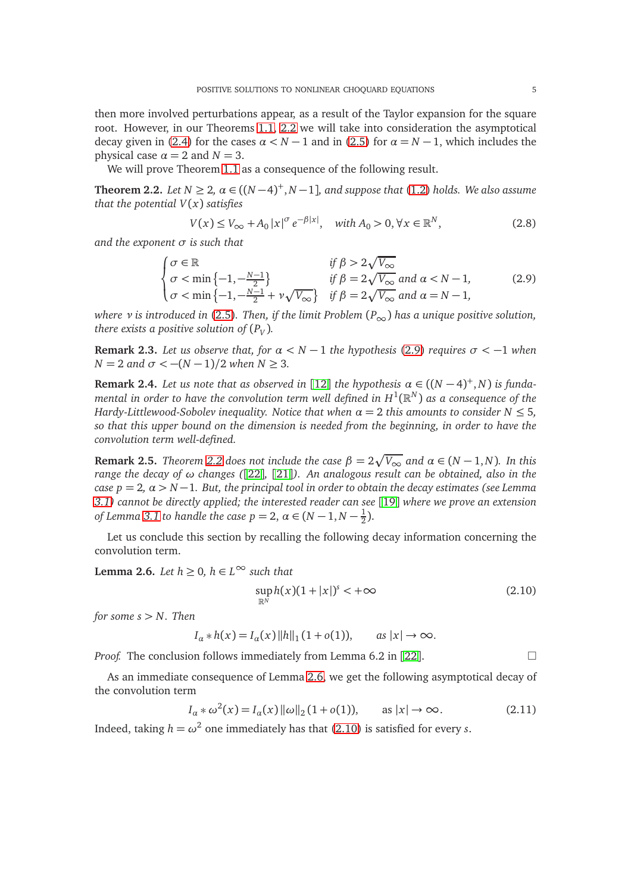then more involved perturbations appear, as a result of the Taylor expansion for the square root. However, in our Theorems 1.1, 2.2 we will take into consideration the asymptotical decay given in (2.4) for the cases $\alpha < N-1$ and in (2.5) for $\alpha = N-1$, which includes the physical case $\alpha = 2$ and $N = 3$.

We will prove Theorem 1.1 as a consequence of the following result.

**Theorem 2.2.** *Let $N \geq 2$, $\alpha \in ((N-4)^+, N-1]$, and suppose that (1.2) holds. We also assume that the potential $V(x)$ satisfies*

$$V(x) \leq V_\infty + A_0 |x|^\sigma e^{-\beta|x|}, \quad \textit{with } A_0 > 0, \forall x \in \mathbb{R}^N, \tag{2.8}$$

*and the exponent $\sigma$ is such that*

$$\begin{cases} \sigma \in \mathbb{R} & \textit{if } \beta > 2\sqrt{V_\infty} \\ \sigma < \min\left\{-1, -\frac{N-1}{2}\right\} & \textit{if } \beta = 2\sqrt{V_\infty} \textit{ and } \alpha < N-1, \\ \sigma < \min\left\{-1, -\frac{N-1}{2} + \nu\sqrt{V_\infty}\right\} & \textit{if } \beta = 2\sqrt{V_\infty} \textit{ and } \alpha = N-1, \end{cases} \tag{2.9}$$

*where $\nu$ is introduced in (2.5). Then, if the limit Problem $(P_\infty)$ has a unique positive solution, there exists a positive solution of $(P_V)$.*

**Remark 2.3.** *Let us observe that, for $\alpha < N-1$ the hypothesis (2.9) requires $\sigma < -1$ when $N = 2$ and $\sigma < -(N-1)/2$ when $N \geq 3$.*

**Remark 2.4.** *Let us note that as observed in [12] the hypothesis $\alpha \in ((N-4)^+, N)$ is fundamental in order to have the convolution term well defined in $H^1(\mathbb{R}^N)$ as a consequence of the Hardy-Littlewood-Sobolev inequality. Notice that when $\alpha = 2$ this amounts to consider $N \leq 5$, so that this upper bound on the dimension is needed from the beginning, in order to have the convolution term well-defined.*

**Remark 2.5.** *Theorem 2.2 does not include the case $\beta = 2\sqrt{V_\infty}$ and $\alpha \in (N-1, N)$. In this range the decay of $\omega$ changes ([22], [21]). An analogous result can be obtained, also in the case $p = 2$, $\alpha > N-1$. But, the principal tool in order to obtain the decay estimates (see Lemma 3.1) cannot be directly applied; the interested reader can see [19] where we prove an extension of Lemma 3.1 to handle the case $p = 2$, $\alpha \in (N-1, N-\frac{1}{2})$.*

Let us conclude this section by recalling the following decay information concerning the convolution term.

**Lemma 2.6.** *Let $h \geq 0$, $h \in L^\infty$ such that*

$$\sup_{\mathbb{R}^N} h(x)(1+|x|)^s < +\infty \tag{2.10}$$

*for some $s > N$. Then*

$$I_\alpha * h(x) = I_\alpha(x)\,\|h\|_1\,(1+o(1)), \qquad \textit{as } |x| \to \infty.$$

*Proof.* The conclusion follows immediately from Lemma 6.2 in [22]. □

As an immediate consequence of Lemma 2.6, we get the following asymptotical decay of the convolution term

$$I_\alpha * \omega^2(x) = I_\alpha(x)\,\|\omega\|_2\,(1+o(1)), \qquad \text{as } |x| \to \infty. \tag{2.11}$$

Indeed, taking $h = \omega^2$ one immediately has that (2.10) is satisfied for every $s$.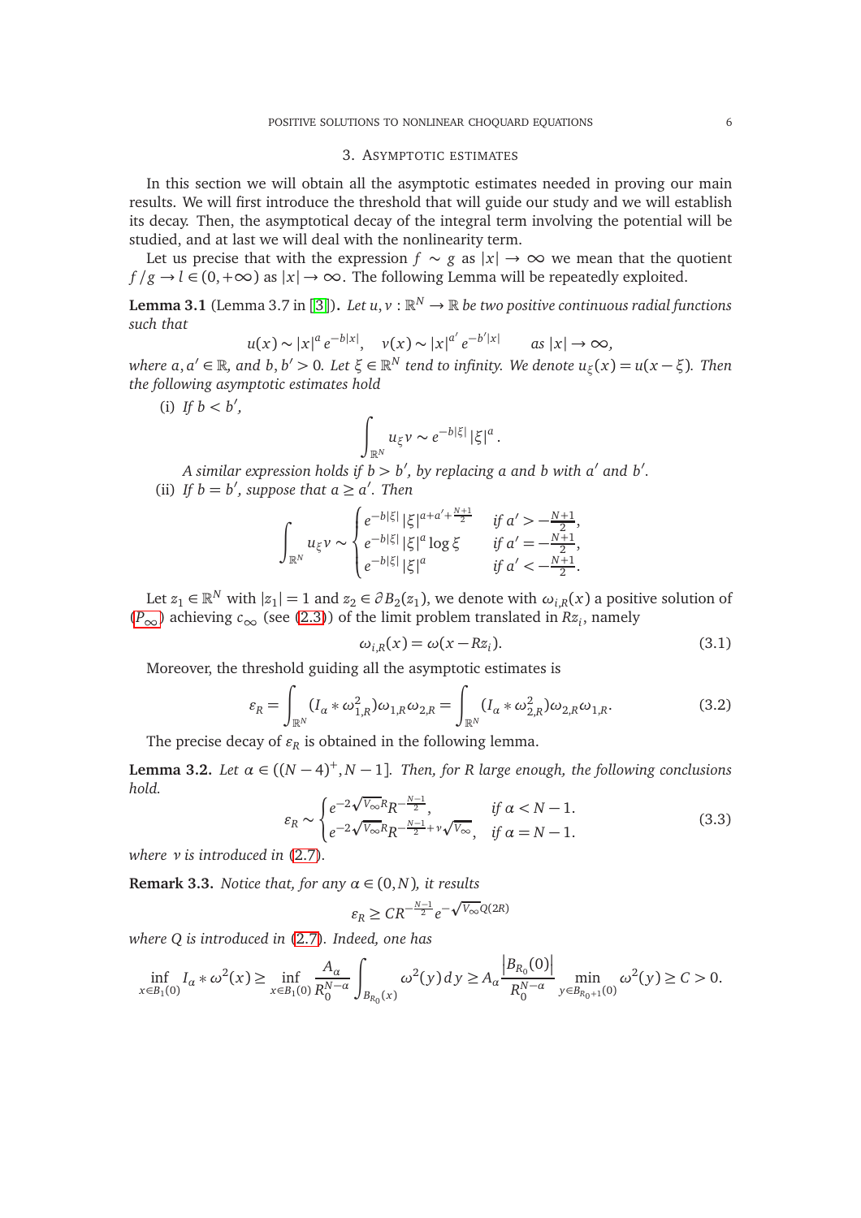## 3. Asymptotic estimates

In this section we will obtain all the asymptotic estimates needed in proving our main results. We will first introduce the threshold that will guide our study and we will establish its decay. Then, the asymptotical decay of the integral term involving the potential will be studied, and at last we will deal with the nonlinearity term.

Let us precise that with the expression $f \sim g$ as $|x| \to \infty$ we mean that the quotient $f/g \to l \in (0,+\infty)$ as $|x| \to \infty$. The following Lemma will be repeatedly exploited.

**Lemma 3.1** (Lemma 3.7 in [3]). *Let $u, v : \mathbb{R}^N \to \mathbb{R}$ be two positive continuous radial functions such that*

$$u(x) \sim |x|^a e^{-b|x|}, \quad v(x) \sim |x|^{a'} e^{-b'|x|} \qquad \text{as } |x| \to \infty,$$

*where $a, a' \in \mathbb{R}$, and $b, b' > 0$. Let $\xi \in \mathbb{R}^N$ tend to infinity. We denote $u_\xi(x) = u(x-\xi)$. Then the following asymptotic estimates hold*

(i) *If $b < b'$,*

$$\int_{\mathbb{R}^N} u_\xi v \sim e^{-b|\xi|} |\xi|^a.$$

*A similar expression holds if $b > b'$, by replacing $a$ and $b$ with $a'$ and $b'$.*

(ii) *If $b = b'$, suppose that $a \geq a'$. Then*

$$\int_{\mathbb{R}^N} u_\xi v \sim \begin{cases} e^{-b|\xi|} |\xi|^{a+a'+\frac{N+1}{2}} & \text{if } a' > -\frac{N+1}{2}, \\ e^{-b|\xi|} |\xi|^a \log \xi & \text{if } a' = -\frac{N+1}{2}, \\ e^{-b|\xi|} |\xi|^a & \text{if } a' < -\frac{N+1}{2}. \end{cases}$$

Let $z_1 \in \mathbb{R}^N$ with $|z_1| = 1$ and $z_2 \in \partial B_2(z_1)$, we denote with $\omega_{i,R}(x)$ a positive solution of ($P_\infty$) achieving $c_\infty$ (see (2.3)) of the limit problem translated in $Rz_i$, namely

$$\omega_{i,R}(x) = \omega(x - Rz_i). \tag{3.1}$$

Moreover, the threshold guiding all the asymptotic estimates is

$$\varepsilon_R = \int_{\mathbb{R}^N} (I_\alpha * \omega_{1,R}^2)\omega_{1,R}\omega_{2,R} = \int_{\mathbb{R}^N} (I_\alpha * \omega_{2,R}^2)\omega_{2,R}\omega_{1,R}. \tag{3.2}$$

The precise decay of $\varepsilon_R$ is obtained in the following lemma.

**Lemma 3.2.** *Let $\alpha \in ((N-4)^+, N-1]$. Then, for $R$ large enough, the following conclusions hold.*

$$\varepsilon_R \sim \begin{cases} e^{-2\sqrt{V_\infty}R} R^{-\frac{N-1}{2}}, & \text{if } \alpha < N-1. \\ e^{-2\sqrt{V_\infty}R} R^{-\frac{N-1}{2}+\nu\sqrt{V_\infty}}, & \text{if } \alpha = N-1. \end{cases} \tag{3.3}$$

*where $\nu$ is introduced in (2.7).*

**Remark 3.3.** *Notice that, for any $\alpha \in (0,N)$, it results*

$$\varepsilon_R \geq C R^{-\frac{N-1}{2}} e^{-\sqrt{V_\infty}Q(2R)}$$

*where $Q$ is introduced in (2.7). Indeed, one has*

$$\inf_{x \in B_1(0)} I_\alpha * \omega^2(x) \geq \inf_{x \in B_1(0)} \frac{A_\alpha}{R_0^{N-\alpha}} \int_{B_{R_0}(x)} \omega^2(y)\,dy \geq A_\alpha \frac{|B_{R_0}(0)|}{R_0^{N-\alpha}} \min_{y \in B_{R_0+1}(0)} \omega^2(y) \geq C > 0.$$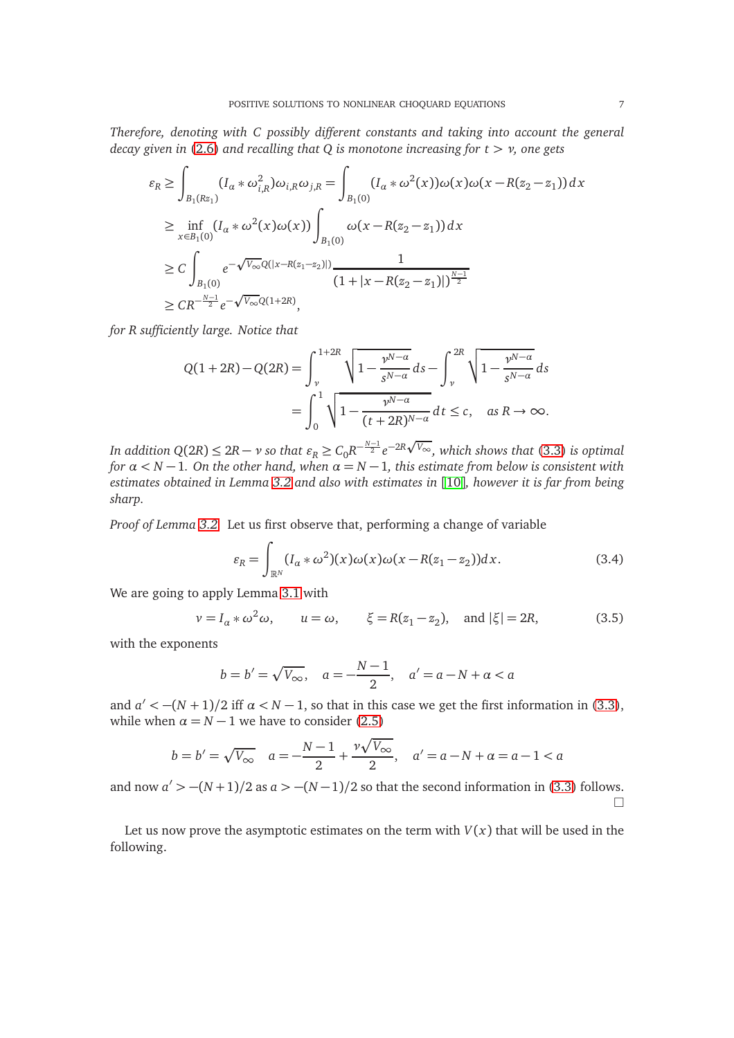*Therefore, denoting with $C$ possibly different constants and taking into account the general decay given in (2.6) and recalling that $Q$ is monotone increasing for $t > \nu$, one gets*

$$
\begin{aligned}
\varepsilon_R &\geq \int_{B_1(Rz_1)} (I_\alpha * \omega_{i,R}^2)\omega_{i,R}\omega_{j,R} = \int_{B_1(0)} (I_\alpha * \omega^2(x))\omega(x)\omega(x - R(z_2 - z_1))\,dx \\
&\geq \inf_{x \in B_1(0)} (I_\alpha * \omega^2(x)\omega(x)) \int_{B_1(0)} \omega(x - R(z_2 - z_1))\,dx \\
&\geq C \int_{B_1(0)} e^{-\sqrt{V_\infty}Q(|x - R(z_1 - z_2)|)} \frac{1}{(1 + |x - R(z_2 - z_1)|)^{\frac{N-1}{2}}} \\
&\geq C R^{-\frac{N-1}{2}} e^{-\sqrt{V_\infty}Q(1+2R)},
\end{aligned}
$$

*for $R$ sufficiently large. Notice that*

$$
\begin{aligned}
Q(1+2R) - Q(2R) &= \int_\nu^{1+2R} \sqrt{1 - \frac{\nu^{N-\alpha}}{s^{N-\alpha}}}\,ds - \int_\nu^{2R} \sqrt{1 - \frac{\nu^{N-\alpha}}{s^{N-\alpha}}}\,ds \\
&= \int_0^1 \sqrt{1 - \frac{\nu^{N-\alpha}}{(t + 2R)^{N-\alpha}}}\,dt \leq c, \quad \text{as } R \to \infty.
\end{aligned}
$$

*In addition $Q(2R) \leq 2R - \nu$ so that $\varepsilon_R \geq C_0 R^{-\frac{N-1}{2}} e^{-2R\sqrt{V_\infty}}$, which shows that (3.3) is optimal for $\alpha < N-1$. On the other hand, when $\alpha = N-1$, this estimate from below is consistent with estimates obtained in Lemma 3.2 and also with estimates in [10], however it is far from being sharp.*

*Proof of Lemma 3.2.* Let us first observe that, performing a change of variable

$$
\varepsilon_R = \int_{\mathbb{R}^N} (I_\alpha * \omega^2)(x)\omega(x)\omega(x - R(z_1 - z_2))dx. \tag{3.4}
$$

We are going to apply Lemma 3.1 with

$$
v = I_\alpha * \omega^2\omega, \qquad u = \omega, \qquad \xi = R(z_1 - z_2), \quad \text{and } |\xi| = 2R, \tag{3.5}
$$

with the exponents

$$
b = b' = \sqrt{V_\infty}, \quad a = -\frac{N-1}{2}, \quad a' = a - N + \alpha < a
$$

and $a' < -(N+1)/2$ iff $\alpha < N-1$, so that in this case we get the first information in (3.3), while when $\alpha = N-1$ we have to consider (2.5)

$$
b = b' = \sqrt{V_\infty} \quad a = -\frac{N-1}{2} + \frac{\nu\sqrt{V_\infty}}{2}, \quad a' = a - N + \alpha = a - 1 < a
$$

and now $a' > -(N+1)/2$ as $a > -(N-1)/2$ so that the second information in (3.3) follows. □

Let us now prove the asymptotic estimates on the term with $V(x)$ that will be used in the following.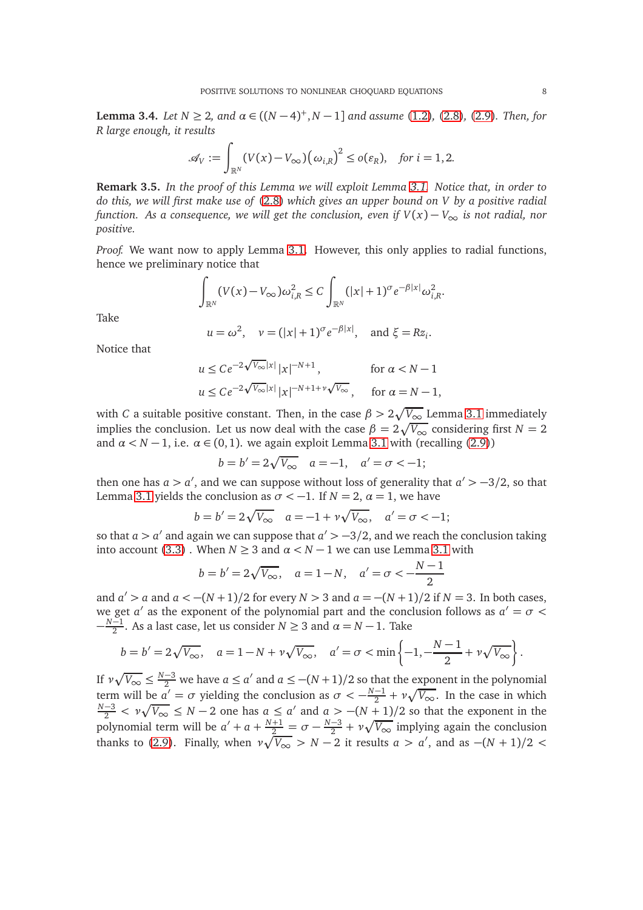**Lemma 3.4.** *Let $N \geq 2$, and $\alpha \in ((N-4)^+, N-1]$ and assume (1.2), (2.8), (2.9). Then, for $R$ large enough, it results*

$$\mathscr{A}_V := \int_{\mathbb{R}^N} (V(x) - V_\infty)\left(\omega_{i,R}\right)^2 \leq o(\varepsilon_R), \quad \text{for } i = 1, 2.$$

**Remark 3.5.** *In the proof of this Lemma we will exploit Lemma 3.1. Notice that, in order to do this, we will first make use of (2.8) which gives an upper bound on $V$ by a positive radial function. As a consequence, we will get the conclusion, even if $V(x) - V_\infty$ is not radial, nor positive.*

*Proof.* We want now to apply Lemma 3.1. However, this only applies to radial functions, hence we preliminary notice that

$$\int_{\mathbb{R}^N} (V(x) - V_\infty)\omega_{i,R}^2 \leq C \int_{\mathbb{R}^N} (|x|+1)^\sigma e^{-\beta|x|}\omega_{i,R}^2.$$

Take

$$u = \omega^2, \quad v = (|x|+1)^\sigma e^{-\beta|x|}, \quad \text{and } \xi = R z_i.$$

Notice that

$$u \leq C e^{-2\sqrt{V_\infty}|x|}|x|^{-N+1}, \qquad \text{for } \alpha < N-1$$

$$u \leq C e^{-2\sqrt{V_\infty}|x|}|x|^{-N+1+\nu\sqrt{V_\infty}}, \qquad \text{for } \alpha = N-1,$$

with $C$ a suitable positive constant. Then, in the case $\beta > 2\sqrt{V_\infty}$ Lemma 3.1 immediately implies the conclusion. Let us now deal with the case $\beta = 2\sqrt{V_\infty}$ considering first $N = 2$ and $\alpha < N-1$, i.e. $\alpha \in (0,1)$. we again exploit Lemma 3.1 with (recalling (2.9))

$$b = b' = 2\sqrt{V_\infty} \quad a = -1, \quad a' = \sigma < -1;$$

then one has $a > a'$, and we can suppose without loss of generality that $a' > -3/2$, so that Lemma 3.1 yields the conclusion as $\sigma < -1$. If $N = 2$, $\alpha = 1$, we have

$$b = b' = 2\sqrt{V_\infty} \quad a = -1 + \nu\sqrt{V_\infty}, \quad a' = \sigma < -1;$$

so that $a > a'$ and again we can suppose that $a' > -3/2$, and we reach the conclusion taking into account (3.3) . When $N \geq 3$ and $\alpha < N-1$ we can use Lemma 3.1 with

$$b = b' = 2\sqrt{V_\infty}, \quad a = 1 - N, \quad a' = \sigma < -\frac{N-1}{2}$$

and $a' > a$ and $a < -(N+1)/2$ for every $N > 3$ and $a = -(N+1)/2$ if $N = 3$. In both cases, we get $a'$ as the exponent of the polynomial part and the conclusion follows as $a' = \sigma < -\frac{N-1}{2}$. As a last case, let us consider $N \geq 3$ and $\alpha = N-1$. Take

$$b = b' = 2\sqrt{V_\infty}, \quad a = 1 - N + \nu\sqrt{V_\infty}, \quad a' = \sigma < \min\left\{-1, -\frac{N-1}{2} + \nu\sqrt{V_\infty}\right\}.$$

If $\nu\sqrt{V_\infty} \leq \frac{N-3}{2}$ we have $a \leq a'$ and $a \leq -(N+1)/2$ so that the exponent in the polynomial term will be $a' = \sigma$ yielding the conclusion as $\sigma < -\frac{N-1}{2} + \nu\sqrt{V_\infty}$. In the case in which $\frac{N-3}{2} < \nu\sqrt{V_\infty} \leq N-2$ one has $a \leq a'$ and $a > -(N+1)/2$ so that the exponent in the polynomial term will be $a' + a + \frac{N+1}{2} = \sigma - \frac{N-3}{2} + \nu\sqrt{V_\infty}$ implying again the conclusion thanks to (2.9). Finally, when $\nu\sqrt{V_\infty} > N-2$ it results $a > a'$, and as $-(N+1)/2 <$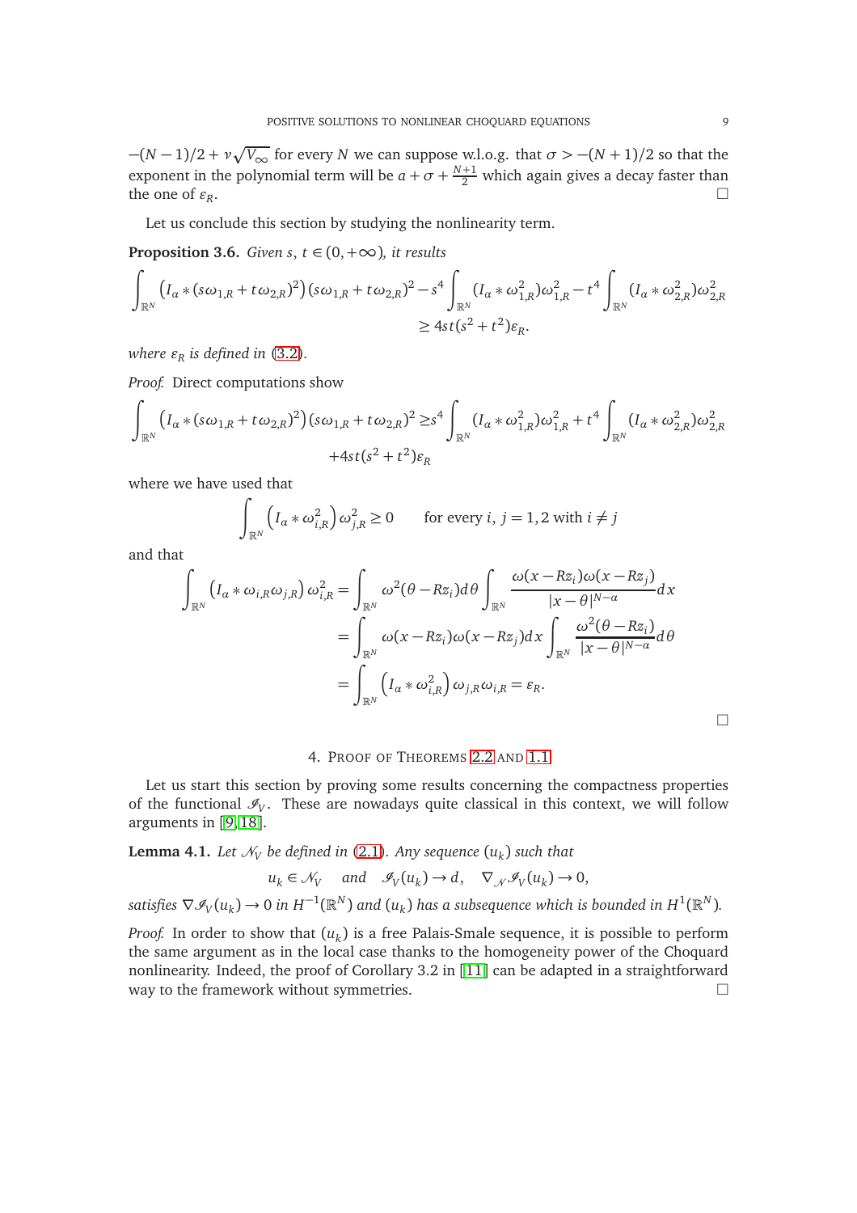$-(N-1)/2+\nu\sqrt{V_\infty}$ for every $N$ we can suppose w.l.o.g. that $\sigma > -(N+1)/2$ so that the exponent in the polynomial term will be $a+\sigma+\frac{N+1}{2}$ which again gives a decay faster than the one of $\varepsilon_R$. $\square$

Let us conclude this section by studying the nonlinearity term.

**Proposition 3.6.** *Given $s,\ t \in (0,+\infty)$, it results*

$$\int_{\mathbb{R}^N} \left(I_\alpha * (s\omega_{1,R}+t\omega_{2,R})^2\right)(s\omega_{1,R}+t\omega_{2,R})^2 - s^4\int_{\mathbb{R}^N}(I_\alpha*\omega_{1,R}^2)\omega_{1,R}^2 - t^4\int_{\mathbb{R}^N}(I_\alpha*\omega_{2,R}^2)\omega_{2,R}^2 \geq 4st(s^2+t^2)\varepsilon_R.$$

*where $\varepsilon_R$ is defined in (3.2).*

*Proof.* Direct computations show

$$\int_{\mathbb{R}^N} \left(I_\alpha * (s\omega_{1,R}+t\omega_{2,R})^2\right)(s\omega_{1,R}+t\omega_{2,R})^2 \geq s^4\int_{\mathbb{R}^N}(I_\alpha*\omega_{1,R}^2)\omega_{1,R}^2 + t^4\int_{\mathbb{R}^N}(I_\alpha*\omega_{2,R}^2)\omega_{2,R}^2 + 4st(s^2+t^2)\varepsilon_R$$

where we have used that

$$\int_{\mathbb{R}^N}\left(I_\alpha*\omega_{i,R}^2\right)\omega_{j,R}^2 \geq 0 \qquad \text{for every } i,\ j=1,2 \text{ with } i\neq j$$

and that

$$\begin{aligned}
\int_{\mathbb{R}^N}\left(I_\alpha*\omega_{i,R}\omega_{j,R}\right)\omega_{i,R}^2 &= \int_{\mathbb{R}^N}\omega^2(\theta-Rz_i)d\theta\int_{\mathbb{R}^N}\frac{\omega(x-Rz_i)\omega(x-Rz_j)}{|x-\theta|^{N-\alpha}}dx\\
&= \int_{\mathbb{R}^N}\omega(x-Rz_i)\omega(x-Rz_j)dx\int_{\mathbb{R}^N}\frac{\omega^2(\theta-Rz_i)}{|x-\theta|^{N-\alpha}}d\theta\\
&= \int_{\mathbb{R}^N}\left(I_\alpha*\omega_{i,R}^2\right)\omega_{j,R}\omega_{i,R} = \varepsilon_R.
\end{aligned}$$

$\square$

## 4. Proof of Theorems 2.2 and 1.1

Let us start this section by proving some results concerning the compactness properties of the functional $\mathscr{I}_V$. These are nowadays quite classical in this context, we will follow arguments in [9, 18].

**Lemma 4.1.** *Let $\mathcal{N}_V$ be defined in (2.1). Any sequence $(u_k)$ such that*

$$u_k \in \mathcal{N}_V \quad \text{and} \quad \mathscr{I}_V(u_k)\to d, \quad \nabla_{\mathcal{N}}\mathscr{I}_V(u_k)\to 0,$$

*satisfies $\nabla\mathscr{I}_V(u_k)\to 0$ in $H^{-1}(\mathbb{R}^N)$ and $(u_k)$ has a subsequence which is bounded in $H^1(\mathbb{R}^N)$.*

*Proof.* In order to show that $(u_k)$ is a free Palais-Smale sequence, it is possible to perform the same argument as in the local case thanks to the homogeneity power of the Choquard nonlinearity. Indeed, the proof of Corollary 3.2 in [11] can be adapted in a straightforward way to the framework without symmetries. $\square$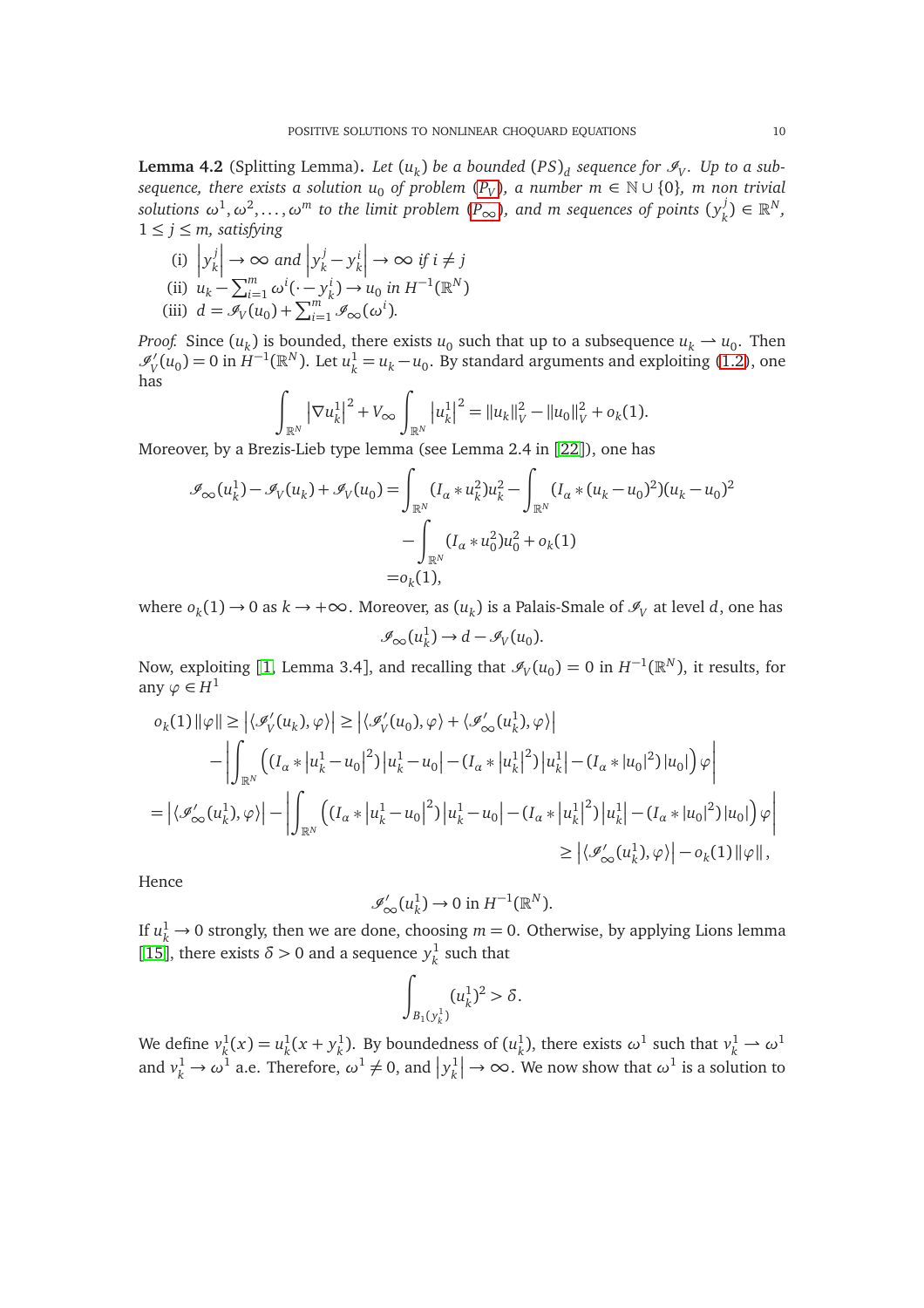**Lemma 4.2** (Splitting Lemma)**.** *Let $(u_k)$ be a bounded $(PS)_d$ sequence for $\mathscr{I}_V$. Up to a subsequence, there exists a solution $u_0$ of problem ($P_V$), a number $m \in \mathbb{N} \cup \{0\}$, $m$ non trivial solutions $\omega^1, \omega^2, \dots, \omega^m$ to the limit problem ($P_\infty$), and $m$ sequences of points $(y_k^j) \in \mathbb{R}^N$, $1 \le j \le m$, satisfying*

(i) $\left|y_k^j\right| \to \infty$ *and* $\left|y_k^j - y_k^i\right| \to \infty$ *if* $i \neq j$

(ii) $u_k - \sum_{i=1}^m \omega^i(\cdot - y_k^i) \to u_0$ *in* $H^{-1}(\mathbb{R}^N)$

(iii) $d = \mathscr{I}_V(u_0) + \sum_{i=1}^m \mathscr{I}_\infty(\omega^i)$.

*Proof.* Since $(u_k)$ is bounded, there exists $u_0$ such that up to a subsequence $u_k \rightharpoonup u_0$. Then $\mathscr{I}_V'(u_0) = 0$ in $H^{-1}(\mathbb{R}^N)$. Let $u_k^1 = u_k - u_0$. By standard arguments and exploiting (1.2), one has

$$\int_{\mathbb{R}^N} \left|\nabla u_k^1\right|^2 + V_\infty \int_{\mathbb{R}^N} \left|u_k^1\right|^2 = \|u_k\|_V^2 - \|u_0\|_V^2 + o_k(1).$$

Moreover, by a Brezis-Lieb type lemma (see Lemma 2.4 in [22]), one has

$$\begin{aligned}
\mathscr{I}_\infty(u_k^1) - \mathscr{I}_V(u_k) + \mathscr{I}_V(u_0) = &\int_{\mathbb{R}^N} (I_\alpha * u_k^2)u_k^2 - \int_{\mathbb{R}^N} (I_\alpha * (u_k - u_0)^2)(u_k - u_0)^2 \\
&- \int_{\mathbb{R}^N} (I_\alpha * u_0^2)u_0^2 + o_k(1) \\
= &o_k(1),
\end{aligned}$$

where $o_k(1) \to 0$ as $k \to +\infty$. Moreover, as $(u_k)$ is a Palais-Smale of $\mathscr{I}_V$ at level $d$, one has

$$\mathscr{I}_\infty(u_k^1) \to d - \mathscr{I}_V(u_0).$$

Now, exploiting [1, Lemma 3.4], and recalling that $\mathscr{I}_V(u_0) = 0$ in $H^{-1}(\mathbb{R}^N)$, it results, for any $\varphi \in H^1$

$$\begin{aligned}
o_k(1)\|\varphi\| \ge &\left|\langle \mathscr{I}_V'(u_k), \varphi\rangle\right| \ge \left|\langle \mathscr{I}_V'(u_0), \varphi\rangle + \langle \mathscr{I}_\infty'(u_k^1), \varphi\rangle\right| \\
&- \left|\int_{\mathbb{R}^N} \left((I_\alpha * \left|u_k^1 - u_0\right|^2)\left|u_k^1 - u_0\right| - (I_\alpha * \left|u_k^1\right|^2)\left|u_k^1\right| - (I_\alpha * |u_0|^2)|u_0|\right)\varphi\right| \\
= &\left|\langle \mathscr{I}_\infty'(u_k^1), \varphi\rangle\right| - \left|\int_{\mathbb{R}^N} \left((I_\alpha * \left|u_k^1 - u_0\right|^2)\left|u_k^1 - u_0\right| - (I_\alpha * \left|u_k^1\right|^2)\left|u_k^1\right| - (I_\alpha * |u_0|^2)|u_0|\right)\varphi\right| \\
&\ge \left|\langle \mathscr{I}_\infty'(u_k^1), \varphi\rangle\right| - o_k(1)\|\varphi\|,
\end{aligned}$$

Hence

$$\mathscr{I}_\infty'(u_k^1) \to 0 \text{ in } H^{-1}(\mathbb{R}^N).$$

If $u_k^1 \to 0$ strongly, then we are done, choosing $m = 0$. Otherwise, by applying Lions lemma [15], there exists $\delta > 0$ and a sequence $y_k^1$ such that

$$\int_{B_1(y_k^1)} (u_k^1)^2 > \delta.$$

We define $v_k^1(x) = u_k^1(x + y_k^1)$. By boundedness of $(u_k^1)$, there exists $\omega^1$ such that $v_k^1 \rightharpoonup \omega^1$ and $v_k^1 \to \omega^1$ a.e. Therefore, $\omega^1 \neq 0$, and $\left|y_k^1\right| \to \infty$. We now show that $\omega^1$ is a solution to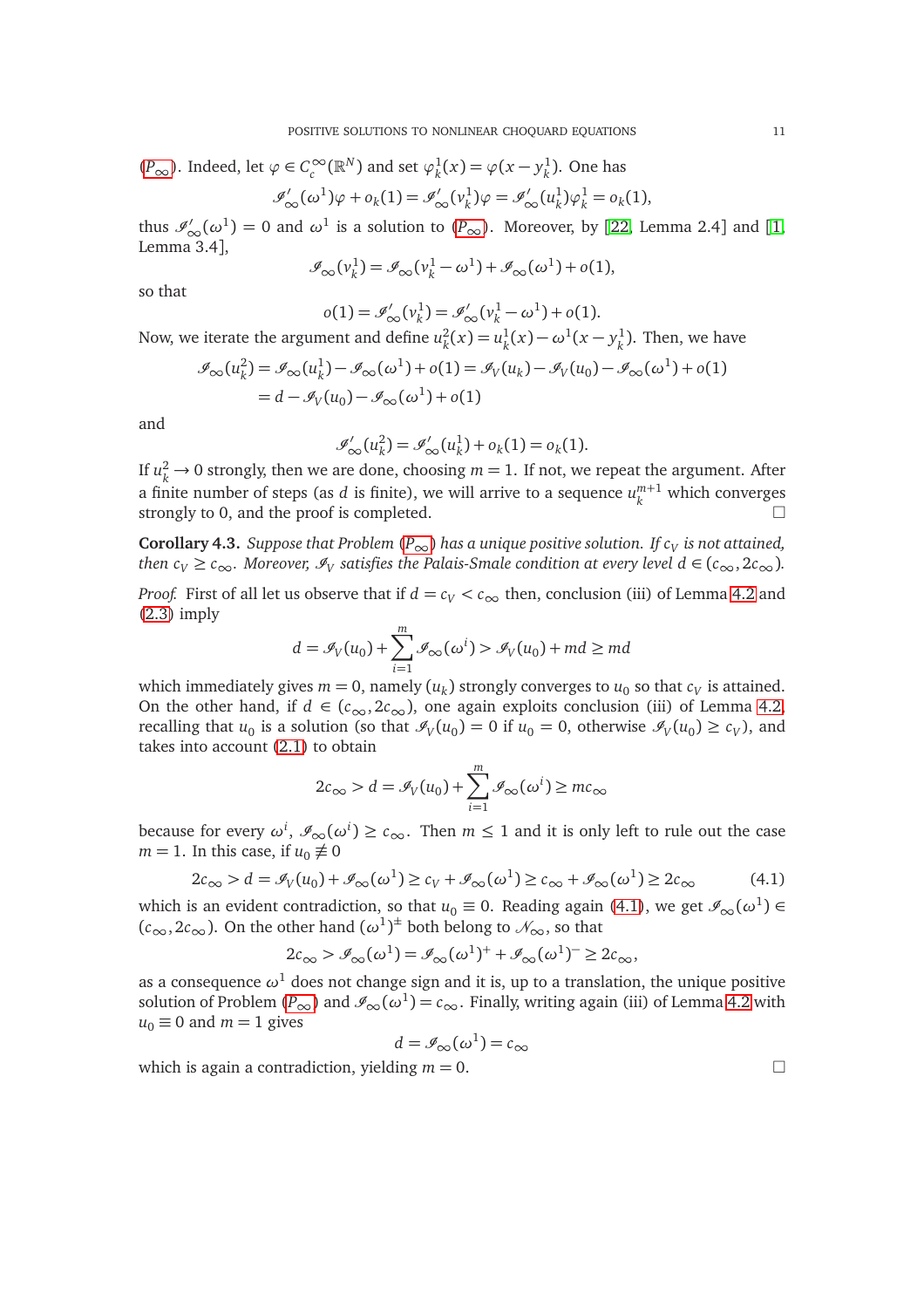($P_\infty$). Indeed, let $\varphi \in C_c^\infty(\mathbb{R}^N)$ and set $\varphi_k^1(x) = \varphi(x - y_k^1)$. One has

$$\mathcal{I}'_\infty(\omega^1)\varphi + o_k(1) = \mathcal{I}'_\infty(v_k^1)\varphi = \mathcal{I}'_\infty(u_k^1)\varphi_k^1 = o_k(1),$$

thus $\mathcal{I}'_\infty(\omega^1) = 0$ and $\omega^1$ is a solution to ($P_\infty$). Moreover, by [22, Lemma 2.4] and [1, Lemma 3.4],

$$\mathcal{I}_\infty(v_k^1) = \mathcal{I}_\infty(v_k^1 - \omega^1) + \mathcal{I}_\infty(\omega^1) + o(1),$$

so that

$$o(1) = \mathcal{I}'_\infty(v_k^1) = \mathcal{I}'_\infty(v_k^1 - \omega^1) + o(1).$$

Now, we iterate the argument and define $u_k^2(x) = u_k^1(x) - \omega^1(x - y_k^1)$. Then, we have

$$\begin{aligned}
\mathcal{I}_\infty(u_k^2) &= \mathcal{I}_\infty(u_k^1) - \mathcal{I}_\infty(\omega^1) + o(1) = \mathcal{I}_V(u_k) - \mathcal{I}_V(u_0) - \mathcal{I}_\infty(\omega^1) + o(1) \\
&= d - \mathcal{I}_V(u_0) - \mathcal{I}_\infty(\omega^1) + o(1)
\end{aligned}$$

and

$$\mathcal{I}'_\infty(u_k^2) = \mathcal{I}'_\infty(u_k^1) + o_k(1) = o_k(1).$$

If $u_k^2 \to 0$ strongly, then we are done, choosing $m = 1$. If not, we repeat the argument. After a finite number of steps (as $d$ is finite), we will arrive to a sequence $u_k^{m+1}$ which converges strongly to 0, and the proof is completed. □

**Corollary 4.3.** *Suppose that Problem ($P_\infty$) has a unique positive solution. If $c_V$ is not attained, then $c_V \geq c_\infty$. Moreover, $\mathcal{I}_V$ satisfies the Palais-Smale condition at every level $d \in (c_\infty, 2c_\infty)$.*

*Proof.* First of all let us observe that if $d = c_V < c_\infty$ then, conclusion (iii) of Lemma 4.2 and (2.3) imply

$$d = \mathcal{I}_V(u_0) + \sum_{i=1}^{m} \mathcal{I}_\infty(\omega^i) > \mathcal{I}_V(u_0) + md \geq md$$

which immediately gives $m = 0$, namely $(u_k)$ strongly converges to $u_0$ so that $c_V$ is attained. On the other hand, if $d \in (c_\infty, 2c_\infty)$, one again exploits conclusion (iii) of Lemma 4.2, recalling that $u_0$ is a solution (so that $\mathcal{I}_V(u_0) = 0$ if $u_0 = 0$, otherwise $\mathcal{I}_V(u_0) \geq c_V$), and takes into account (2.1) to obtain

$$2c_\infty > d = \mathcal{I}_V(u_0) + \sum_{i=1}^{m} \mathcal{I}_\infty(\omega^i) \geq mc_\infty$$

because for every $\omega^i$, $\mathcal{I}_\infty(\omega^i) \geq c_\infty$. Then $m \leq 1$ and it is only left to rule out the case $m = 1$. In this case, if $u_0 \not\equiv 0$

$$2c_\infty > d = \mathcal{I}_V(u_0) + \mathcal{I}_\infty(\omega^1) \geq c_V + \mathcal{I}_\infty(\omega^1) \geq c_\infty + \mathcal{I}_\infty(\omega^1) \geq 2c_\infty \tag{4.1}$$

which is an evident contradiction, so that $u_0 \equiv 0$. Reading again (4.1), we get $\mathcal{I}_\infty(\omega^1) \in (c_\infty, 2c_\infty)$. On the other hand $(\omega^1)^\pm$ both belong to $\mathcal{N}_\infty$, so that

$$2c_\infty > \mathcal{I}_\infty(\omega^1) = \mathcal{I}_\infty(\omega^1)^+ + \mathcal{I}_\infty(\omega^1)^- \geq 2c_\infty,$$

as a consequence $\omega^1$ does not change sign and it is, up to a translation, the unique positive solution of Problem ($P_\infty$) and $\mathcal{I}_\infty(\omega^1) = c_\infty$. Finally, writing again (iii) of Lemma 4.2 with $u_0 \equiv 0$ and $m = 1$ gives

$$d = \mathcal{I}_\infty(\omega^1) = c_\infty$$

which is again a contradiction, yielding $m = 0$. □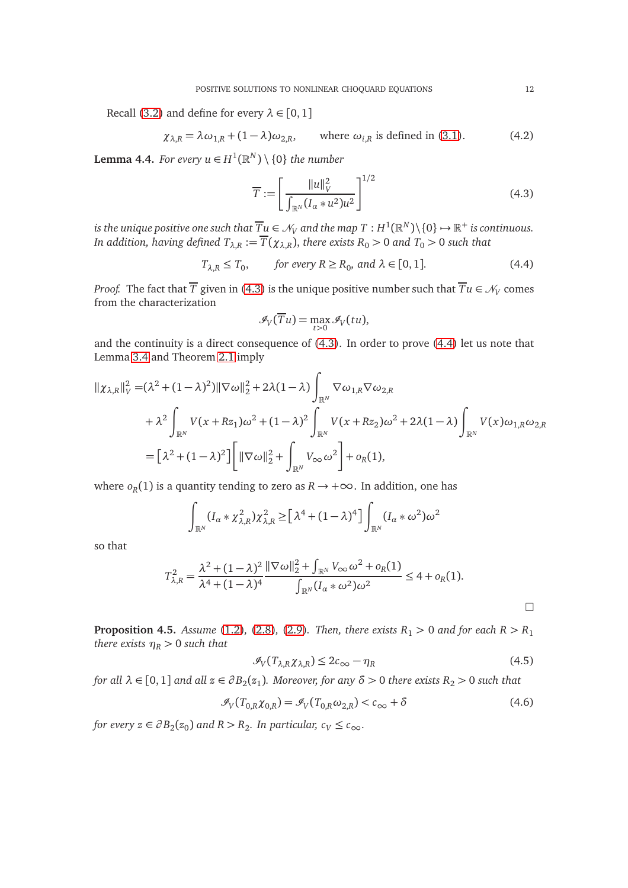Recall (3.2) and define for every $\lambda \in [0,1]$

$$\chi_{\lambda,R} = \lambda\omega_{1,R} + (1-\lambda)\omega_{2,R}, \qquad \text{where } \omega_{i,R} \text{ is defined in (3.1).} \tag{4.2}$$

**Lemma 4.4.** *For every $u \in H^1(\mathbb{R}^N)\setminus\{0\}$ the number*

$$\overline{T} := \left[\frac{\|u\|_V^2}{\int_{\mathbb{R}^N}(I_\alpha * u^2)u^2}\right]^{1/2} \tag{4.3}$$

*is the unique positive one such that $\overline{T}u \in \mathcal{N}_V$ and the map $T : H^1(\mathbb{R}^N)\setminus\{0\} \mapsto \mathbb{R}^+$ is continuous. In addition, having defined $T_{\lambda,R} := \overline{T}(\chi_{\lambda,R})$, there exists $R_0 > 0$ and $T_0 > 0$ such that*

$$T_{\lambda,R} \leq T_0, \qquad \text{for every } R \geq R_0, \text{ and } \lambda \in [0,1]. \tag{4.4}$$

*Proof.* The fact that $\overline{T}$ given in (4.3) is the unique positive number such that $\overline{T}u \in \mathcal{N}_V$ comes from the characterization

$$\mathcal{I}_V(\overline{T}u) = \max_{t>0} \mathcal{I}_V(tu),$$

and the continuity is a direct consequence of (4.3). In order to prove (4.4) let us note that Lemma 3.4 and Theorem 2.1 imply

$$\begin{aligned}
\|\chi_{\lambda,R}\|_V^2 =& (\lambda^2 + (1-\lambda)^2)\|\nabla\omega\|_2^2 + 2\lambda(1-\lambda)\int_{\mathbb{R}^N}\nabla\omega_{1,R}\nabla\omega_{2,R} \\
&+ \lambda^2\int_{\mathbb{R}^N} V(x+Rz_1)\omega^2 + (1-\lambda)^2\int_{\mathbb{R}^N} V(x+Rz_2)\omega^2 + 2\lambda(1-\lambda)\int_{\mathbb{R}^N} V(x)\omega_{1,R}\omega_{2,R} \\
=& \left[\lambda^2 + (1-\lambda)^2\right]\left[\|\nabla\omega\|_2^2 + \int_{\mathbb{R}^N} V_\infty\omega^2\right] + o_R(1),
\end{aligned}$$

where $o_R(1)$ is a quantity tending to zero as $R \to +\infty$. In addition, one has

$$\int_{\mathbb{R}^N}(I_\alpha * \chi_{\lambda,R}^2)\chi_{\lambda,R}^2 \geq \left[\lambda^4 + (1-\lambda)^4\right]\int_{\mathbb{R}^N}(I_\alpha * \omega^2)\omega^2$$

so that

$$T_{\lambda,R}^2 = \frac{\lambda^2 + (1-\lambda)^2}{\lambda^4 + (1-\lambda)^4}\,\frac{\|\nabla\omega\|_2^2 + \int_{\mathbb{R}^N} V_\infty\omega^2 + o_R(1)}{\int_{\mathbb{R}^N}(I_\alpha * \omega^2)\omega^2} \leq 4 + o_R(1).$$

□

**Proposition 4.5.** *Assume (1.2), (2.8), (2.9). Then, there exists $R_1 > 0$ and for each $R > R_1$ there exists $\eta_R > 0$ such that*

$$\mathcal{I}_V(T_{\lambda,R}\chi_{\lambda,R}) \leq 2c_\infty - \eta_R \tag{4.5}$$

*for all $\lambda \in [0,1]$ and all $z \in \partial B_2(z_1)$. Moreover, for any $\delta > 0$ there exists $R_2 > 0$ such that*

$$\mathcal{I}_V(T_{0,R}\chi_{0,R}) = \mathcal{I}_V(T_{0,R}\omega_{2,R}) < c_\infty + \delta \tag{4.6}$$

*for every $z \in \partial B_2(z_0)$ and $R > R_2$. In particular, $c_V \leq c_\infty$.*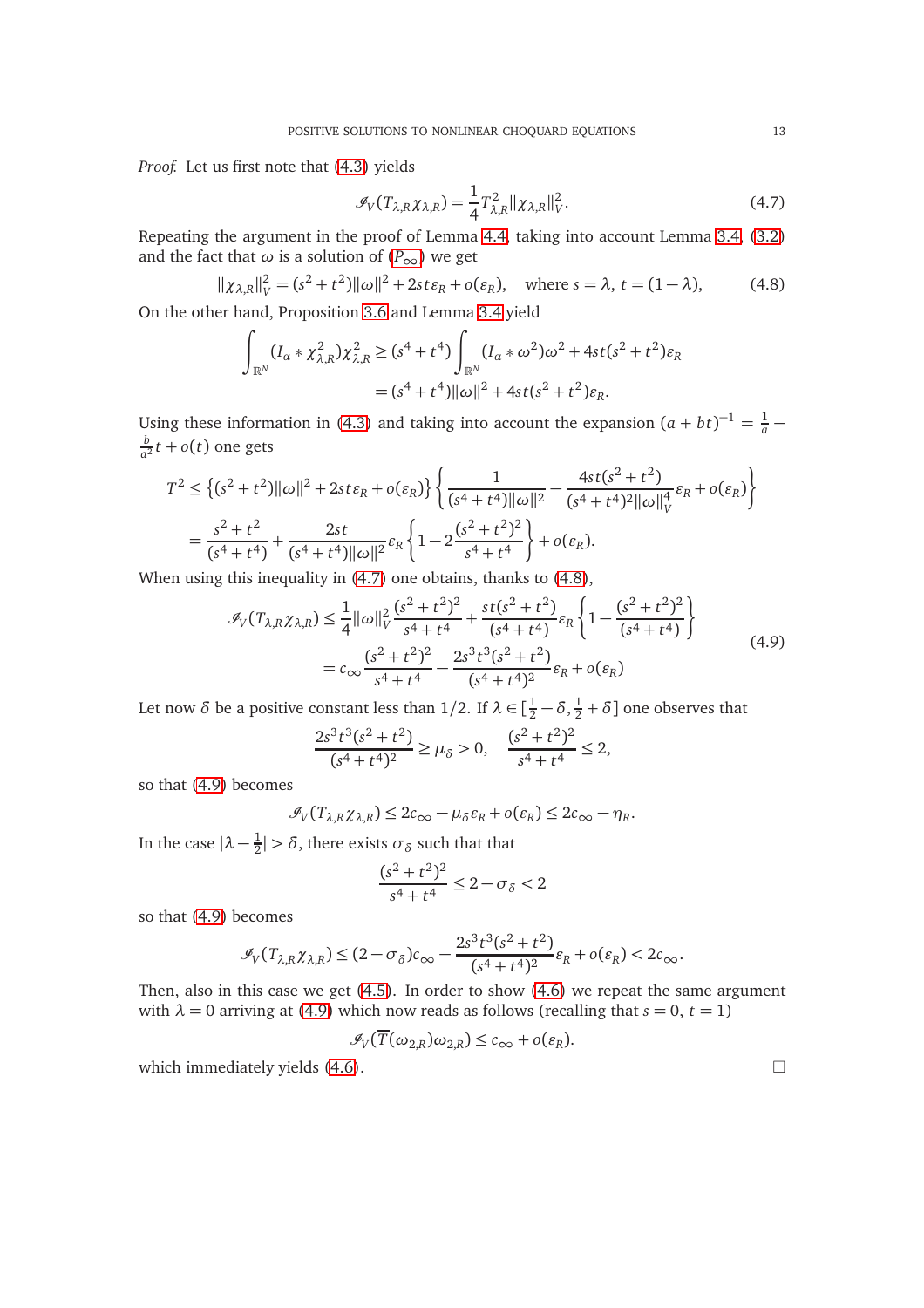*Proof.* Let us first note that (4.3) yields

$$\mathscr{I}_V(T_{\lambda,R}\chi_{\lambda,R}) = \frac{1}{4}T^2_{\lambda,R}\|\chi_{\lambda,R}\|^2_V. \tag{4.7}$$

Repeating the argument in the proof of Lemma 4.4, taking into account Lemma 3.4, (3.2) and the fact that $\omega$ is a solution of ($P_\infty$) we get

$$\|\chi_{\lambda,R}\|^2_V = (s^2+t^2)\|\omega\|^2 + 2st\varepsilon_R + o(\varepsilon_R), \quad \text{where } s=\lambda,\ t=(1-\lambda), \tag{4.8}$$

On the other hand, Proposition 3.6 and Lemma 3.4 yield

$$\begin{aligned}\int_{\mathbb{R}^N}(I_\alpha * \chi^2_{\lambda,R})\chi^2_{\lambda,R} &\geq (s^4+t^4)\int_{\mathbb{R}^N}(I_\alpha*\omega^2)\omega^2 + 4st(s^2+t^2)\varepsilon_R \\ &= (s^4+t^4)\|\omega\|^2 + 4st(s^2+t^2)\varepsilon_R.\end{aligned}$$

Using these information in (4.3) and taking into account the expansion $(a+bt)^{-1} = \frac{1}{a} - \frac{b}{a^2}t + o(t)$ one gets

$$\begin{aligned}T^2 &\leq \left\{(s^2+t^2)\|\omega\|^2 + 2st\varepsilon_R + o(\varepsilon_R)\right\}\left\{\frac{1}{(s^4+t^4)\|\omega\|^2} - \frac{4st(s^2+t^2)}{(s^4+t^4)^2\|\omega\|^4_V}\varepsilon_R + o(\varepsilon_R)\right\} \\ &= \frac{s^2+t^2}{(s^4+t^4)} + \frac{2st}{(s^4+t^4)\|\omega\|^2}\varepsilon_R\left\{1-2\frac{(s^2+t^2)^2}{s^4+t^4}\right\} + o(\varepsilon_R).\end{aligned}$$

When using this inequality in (4.7) one obtains, thanks to (4.8),

$$\begin{aligned}\mathscr{I}_V(T_{\lambda,R}\chi_{\lambda,R}) &\leq \frac{1}{4}\|\omega\|^2_V\frac{(s^2+t^2)^2}{s^4+t^4} + \frac{st(s^2+t^2)}{(s^4+t^4)}\varepsilon_R\left\{1-\frac{(s^2+t^2)^2}{(s^4+t^4)}\right\} \\ &= c_\infty\frac{(s^2+t^2)^2}{s^4+t^4} - \frac{2s^3t^3(s^2+t^2)}{(s^4+t^4)^2}\varepsilon_R + o(\varepsilon_R)\end{aligned} \tag{4.9}$$

Let now $\delta$ be a positive constant less than $1/2$. If $\lambda \in [\frac{1}{2}-\delta, \frac{1}{2}+\delta]$ one observes that

$$\frac{2s^3t^3(s^2+t^2)}{(s^4+t^4)^2} \geq \mu_\delta > 0, \quad \frac{(s^2+t^2)^2}{s^4+t^4} \leq 2,$$

so that (4.9) becomes

$$\mathscr{I}_V(T_{\lambda,R}\chi_{\lambda,R}) \leq 2c_\infty - \mu_\delta\varepsilon_R + o(\varepsilon_R) \leq 2c_\infty - \eta_R.$$

In the case $|\lambda - \frac{1}{2}| > \delta$, there exists $\sigma_\delta$ such that that

$$\frac{(s^2+t^2)^2}{s^4+t^4} \leq 2-\sigma_\delta < 2$$

so that (4.9) becomes

$$\mathscr{I}_V(T_{\lambda,R}\chi_{\lambda,R}) \leq (2-\sigma_\delta)c_\infty - \frac{2s^3t^3(s^2+t^2)}{(s^4+t^4)^2}\varepsilon_R + o(\varepsilon_R) < 2c_\infty.$$

Then, also in this case we get (4.5). In order to show (4.6) we repeat the same argument with $\lambda = 0$ arriving at (4.9) which now reads as follows (recalling that $s=0$, $t=1$)

$$\mathscr{I}_V(\overline{T}(\omega_{2,R})\omega_{2,R}) \leq c_\infty + o(\varepsilon_R).$$

which immediately yields (4.6). □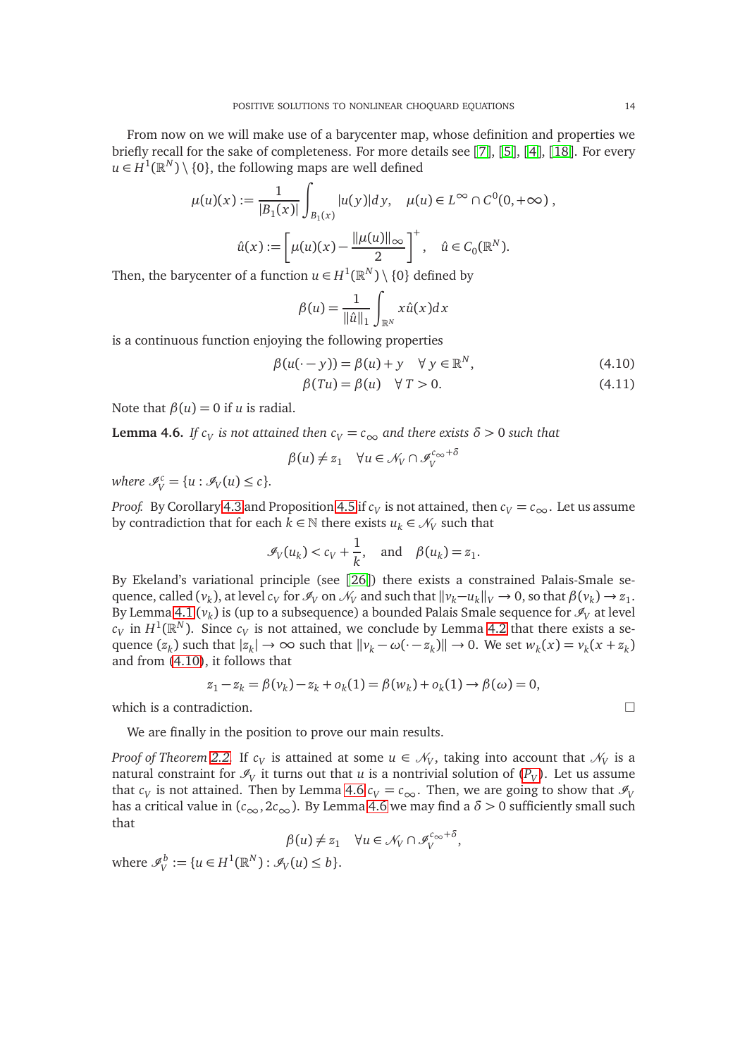From now on we will make use of a barycenter map, whose definition and properties we briefly recall for the sake of completeness. For more details see [7], [5], [4], [18]. For every $u \in H^1(\mathbb{R}^N) \setminus \{0\}$, the following maps are well defined

$$\mu(u)(x) := \frac{1}{|B_1(x)|} \int_{B_1(x)} |u(y)| dy, \quad \mu(u) \in L^\infty \cap C^0(0, +\infty),$$

$$\hat{u}(x) := \left[ \mu(u)(x) - \frac{\|\mu(u)\|_\infty}{2} \right]^+, \quad \hat{u} \in C_0(\mathbb{R}^N).$$

Then, the barycenter of a function $u \in H^1(\mathbb{R}^N) \setminus \{0\}$ defined by

$$\beta(u) = \frac{1}{\|\hat{u}\|_1} \int_{\mathbb{R}^N} x \hat{u}(x) dx$$

is a continuous function enjoying the following properties

$$\beta(u(\cdot - y)) = \beta(u) + y \quad \forall\, y \in \mathbb{R}^N, \tag{4.10}$$

$$\beta(Tu) = \beta(u) \quad \forall\, T > 0. \tag{4.11}$$

Note that $\beta(u) = 0$ if $u$ is radial.

**Lemma 4.6.** *If $c_V$ is not attained then $c_V = c_\infty$ and there exists $\delta > 0$ such that*

$$\beta(u) \neq z_1 \quad \forall u \in \mathcal{N}_V \cap \mathcal{I}_V^{c_\infty + \delta}$$

*where $\mathcal{I}_V^c = \{u : \mathcal{I}_V(u) \leq c\}$.*

*Proof.* By Corollary 4.3 and Proposition 4.5 if $c_V$ is not attained, then $c_V = c_\infty$. Let us assume by contradiction that for each $k \in \mathbb{N}$ there exists $u_k \in \mathcal{N}_V$ such that

$$\mathcal{I}_V(u_k) < c_V + \frac{1}{k}, \quad \text{and} \quad \beta(u_k) = z_1.$$

By Ekeland's variational principle (see [26]) there exists a constrained Palais-Smale sequence, called $(v_k)$, at level $c_V$ for $\mathcal{I}_V$ on $\mathcal{N}_V$ and such that $\|v_k - u_k\|_V \to 0$, so that $\beta(v_k) \to z_1$. By Lemma 4.1 $(v_k)$ is (up to a subsequence) a bounded Palais Smale sequence for $\mathcal{I}_V$ at level $c_V$ in $H^1(\mathbb{R}^N)$. Since $c_V$ is not attained, we conclude by Lemma 4.2 that there exists a sequence $(z_k)$ such that $|z_k| \to \infty$ such that $\|v_k - \omega(\cdot - z_k)\| \to 0$. We set $w_k(x) = v_k(x + z_k)$ and from (4.10), it follows that

$$z_1 - z_k = \beta(v_k) - z_k + o_k(1) = \beta(w_k) + o_k(1) \to \beta(\omega) = 0,$$

which is a contradiction. $\square$

We are finally in the position to prove our main results.

*Proof of Theorem 2.2.* If $c_V$ is attained at some $u \in \mathcal{N}_V$, taking into account that $\mathcal{N}_V$ is a natural constraint for $\mathcal{I}_V$ it turns out that $u$ is a nontrivial solution of ($P_V$). Let us assume that $c_V$ is not attained. Then by Lemma 4.6 $c_V = c_\infty$. Then, we are going to show that $\mathcal{I}_V$ has a critical value in $(c_\infty, 2c_\infty)$. By Lemma 4.6 we may find a $\delta > 0$ sufficiently small such that

$$\beta(u) \neq z_1 \quad \forall u \in \mathcal{N}_V \cap \mathcal{I}_V^{c_\infty + \delta},$$

where $\mathcal{I}_V^b := \{u \in H^1(\mathbb{R}^N) : \mathcal{I}_V(u) \leq b\}$.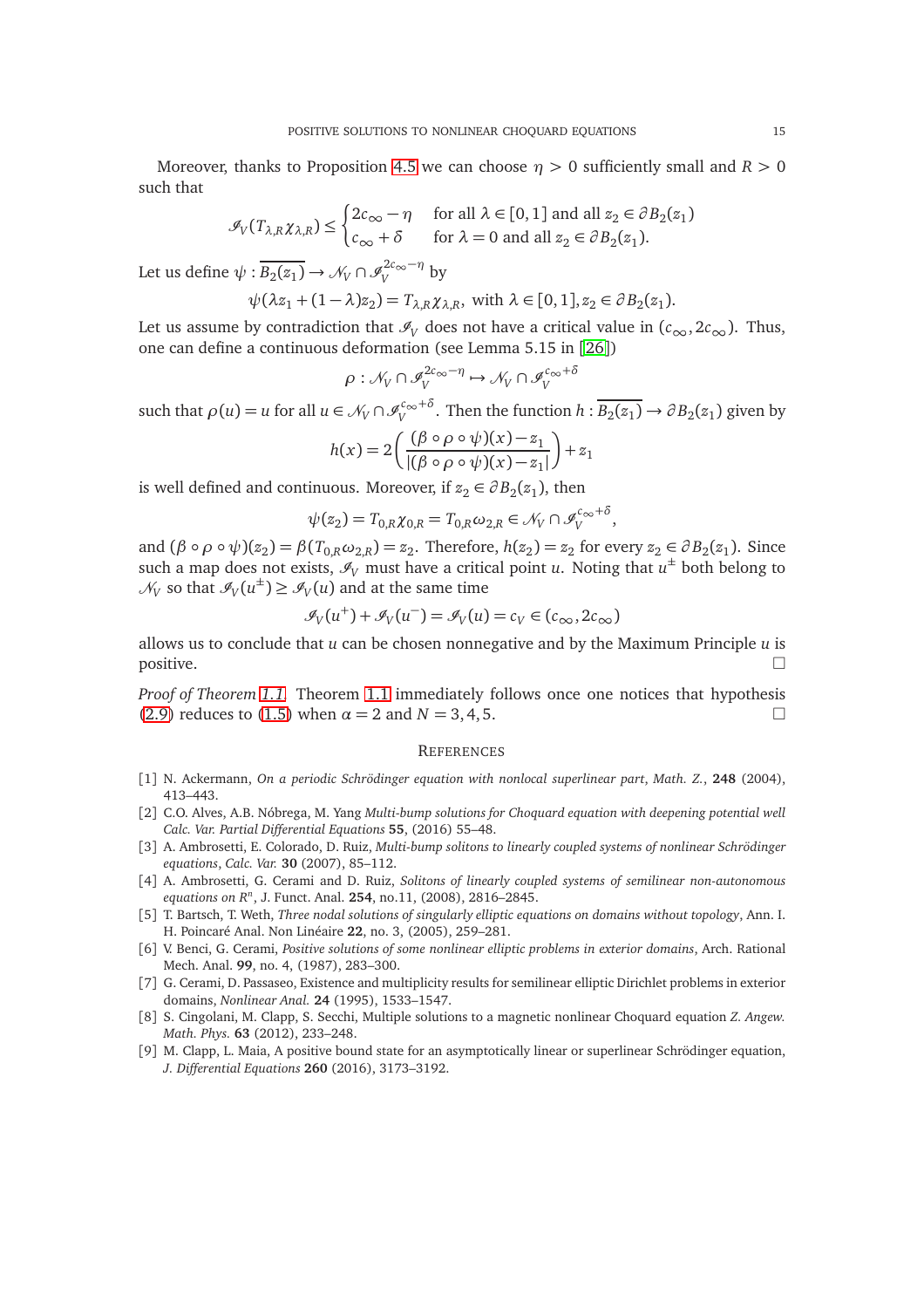Moreover, thanks to Proposition 4.5 we can choose $\eta > 0$ sufficiently small and $R > 0$ such that

$$\mathscr{I}_V(T_{\lambda,R}\chi_{\lambda,R}) \leq \begin{cases} 2c_\infty - \eta & \text{for all } \lambda \in [0,1] \text{ and all } z_2 \in \partial B_2(z_1) \\ c_\infty + \delta & \text{for } \lambda = 0 \text{ and all } z_2 \in \partial B_2(z_1). \end{cases}$$

Let us define $\psi : \overline{B_2(z_1)} \to \mathcal{N}_V \cap \mathscr{I}_V^{2c_\infty - \eta}$ by

$$\psi(\lambda z_1 + (1-\lambda)z_2) = T_{\lambda,R}\chi_{\lambda,R}, \text{ with } \lambda \in [0,1], z_2 \in \partial B_2(z_1).$$

Let us assume by contradiction that $\mathscr{I}_V$ does not have a critical value in $(c_\infty, 2c_\infty)$. Thus, one can define a continuous deformation (see Lemma 5.15 in [26])

$$\rho : \mathcal{N}_V \cap \mathscr{I}_V^{2c_\infty - \eta} \mapsto \mathcal{N}_V \cap \mathscr{I}_V^{c_\infty + \delta}$$

such that $\rho(u) = u$ for all $u \in \mathcal{N}_V \cap \mathscr{I}_V^{c_\infty+\delta}$. Then the function $h : \overline{B_2(z_1)} \to \partial B_2(z_1)$ given by

$$h(x) = 2\left(\frac{(\beta \circ \rho \circ \psi)(x) - z_1}{|(\beta \circ \rho \circ \psi)(x) - z_1|}\right) + z_1$$

is well defined and continuous. Moreover, if $z_2 \in \partial B_2(z_1)$, then

$$\psi(z_2) = T_{0,R}\chi_{0,R} = T_{0,R}\omega_{2,R} \in \mathcal{N}_V \cap \mathscr{I}_V^{c_\infty+\delta},$$

and $(\beta \circ \rho \circ \psi)(z_2) = \beta(T_{0,R}\omega_{2,R}) = z_2$. Therefore, $h(z_2) = z_2$ for every $z_2 \in \partial B_2(z_1)$. Since such a map does not exists, $\mathscr{I}_V$ must have a critical point $u$. Noting that $u^\pm$ both belong to $\mathcal{N}_V$ so that $\mathscr{I}_V(u^\pm) \geq \mathscr{I}_V(u)$ and at the same time

$$\mathscr{I}_V(u^+) + \mathscr{I}_V(u^-) = \mathscr{I}_V(u) = c_V \in (c_\infty, 2c_\infty)$$

allows us to conclude that $u$ can be chosen nonnegative and by the Maximum Principle $u$ is positive. □

*Proof of Theorem 1.1.* Theorem 1.1 immediately follows once one notices that hypothesis (2.9) reduces to (1.5) when $\alpha = 2$ and $N = 3, 4, 5$. □

## References

[1] N. Ackermann, *On a periodic Schrödinger equation with nonlocal superlinear part*, *Math. Z.*, **248** (2004), 413–443.

[2] C.O. Alves, A.B. Nóbrega, M. Yang *Multi-bump solutions for Choquard equation with deepening potential well* *Calc. Var. Partial Differential Equations* **55**, (2016) 55–48.

[3] A. Ambrosetti, E. Colorado, D. Ruiz, *Multi-bump solitons to linearly coupled systems of nonlinear Schrödinger equations*, *Calc. Var.* **30** (2007), 85–112.

[4] A. Ambrosetti, G. Cerami and D. Ruiz, *Solitons of linearly coupled systems of semilinear non-autonomous equations on $R^n$*, J. Funct. Anal. **254**, no.11, (2008), 2816–2845.

[5] T. Bartsch, T. Weth, *Three nodal solutions of singularly elliptic equations on domains without topology*, Ann. I. H. Poincaré Anal. Non Linéaire **22**, no. 3, (2005), 259–281.

[6] V. Benci, G. Cerami, *Positive solutions of some nonlinear elliptic problems in exterior domains*, Arch. Rational Mech. Anal. **99**, no. 4, (1987), 283–300.

[7] G. Cerami, D. Passaseo, Existence and multiplicity results for semilinear elliptic Dirichlet problems in exterior domains, *Nonlinear Anal.* **24** (1995), 1533–1547.

[8] S. Cingolani, M. Clapp, S. Secchi, Multiple solutions to a magnetic nonlinear Choquard equation *Z. Angew. Math. Phys.* **63** (2012), 233–248.

[9] M. Clapp, L. Maia, A positive bound state for an asymptotically linear or superlinear Schrödinger equation, *J. Differential Equations* **260** (2016), 3173–3192.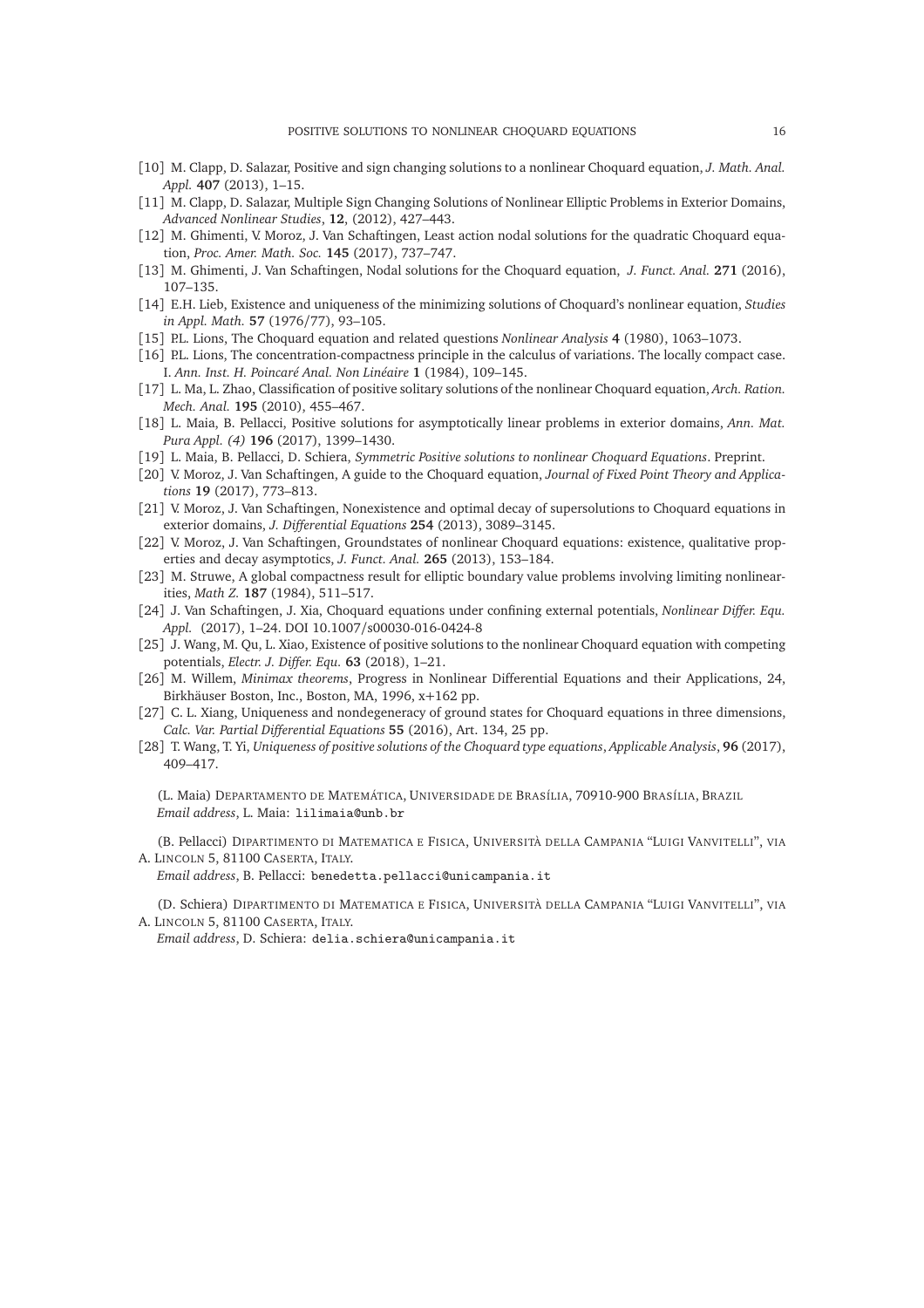[10] M. Clapp, D. Salazar, Positive and sign changing solutions to a nonlinear Choquard equation, *J. Math. Anal. Appl.* **407** (2013), 1–15.

[11] M. Clapp, D. Salazar, Multiple Sign Changing Solutions of Nonlinear Elliptic Problems in Exterior Domains, *Advanced Nonlinear Studies*, **12**, (2012), 427–443.

[12] M. Ghimenti, V. Moroz, J. Van Schaftingen, Least action nodal solutions for the quadratic Choquard equation, *Proc. Amer. Math. Soc.* **145** (2017), 737–747.

[13] M. Ghimenti, J. Van Schaftingen, Nodal solutions for the Choquard equation, *J. Funct. Anal.* **271** (2016), 107–135.

[14] E.H. Lieb, Existence and uniqueness of the minimizing solutions of Choquard's nonlinear equation, *Studies in Appl. Math.* **57** (1976/77), 93–105.

[15] P.L. Lions, The Choquard equation and related questions *Nonlinear Analysis* **4** (1980), 1063–1073.

[16] P.L. Lions, The concentration-compactness principle in the calculus of variations. The locally compact case. I. *Ann. Inst. H. Poincaré Anal. Non Linéaire* **1** (1984), 109–145.

[17] L. Ma, L. Zhao, Classification of positive solitary solutions of the nonlinear Choquard equation, *Arch. Ration. Mech. Anal.* **195** (2010), 455–467.

[18] L. Maia, B. Pellacci, Positive solutions for asymptotically linear problems in exterior domains, *Ann. Mat. Pura Appl. (4)* **196** (2017), 1399–1430.

[19] L. Maia, B. Pellacci, D. Schiera, *Symmetric Positive solutions to nonlinear Choquard Equations*. Preprint.

[20] V. Moroz, J. Van Schaftingen, A guide to the Choquard equation, *Journal of Fixed Point Theory and Applications* **19** (2017), 773–813.

[21] V. Moroz, J. Van Schaftingen, Nonexistence and optimal decay of supersolutions to Choquard equations in exterior domains, *J. Differential Equations* **254** (2013), 3089–3145.

[22] V. Moroz, J. Van Schaftingen, Groundstates of nonlinear Choquard equations: existence, qualitative properties and decay asymptotics, *J. Funct. Anal.* **265** (2013), 153–184.

[23] M. Struwe, A global compactness result for elliptic boundary value problems involving limiting nonlinearities, *Math Z.* **187** (1984), 511–517.

[24] J. Van Schaftingen, J. Xia, Choquard equations under confining external potentials, *Nonlinear Differ. Equ. Appl.* (2017), 1–24. DOI 10.1007/s00030-016-0424-8

[25] J. Wang, M. Qu, L. Xiao, Existence of positive solutions to the nonlinear Choquard equation with competing potentials, *Electr. J. Differ. Equ.* **63** (2018), 1–21.

[26] M. Willem, *Minimax theorems*, Progress in Nonlinear Differential Equations and their Applications, 24, Birkhäuser Boston, Inc., Boston, MA, 1996, x+162 pp.

[27] C. L. Xiang, Uniqueness and nondegeneracy of ground states for Choquard equations in three dimensions, *Calc. Var. Partial Differential Equations* **55** (2016), Art. 134, 25 pp.

[28] T. Wang, T. Yi, *Uniqueness of positive solutions of the Choquard type equations*, *Applicable Analysis*, **96** (2017), 409–417.

(L. Maia) Departamento de Matemática, Universidade de Brasília, 70910-900 Brasília, Brazil
*Email address*, L. Maia: lilimaia@unb.br

(B. Pellacci) Dipartimento di Matematica e Fisica, Università della Campania "Luigi Vanvitelli", via A. Lincoln 5, 81100 Caserta, Italy.
*Email address*, B. Pellacci: benedetta.pellacci@unicampania.it

(D. Schiera) Dipartimento di Matematica e Fisica, Università della Campania "Luigi Vanvitelli", via A. Lincoln 5, 81100 Caserta, Italy.
*Email address*, D. Schiera: delia.schiera@unicampania.it